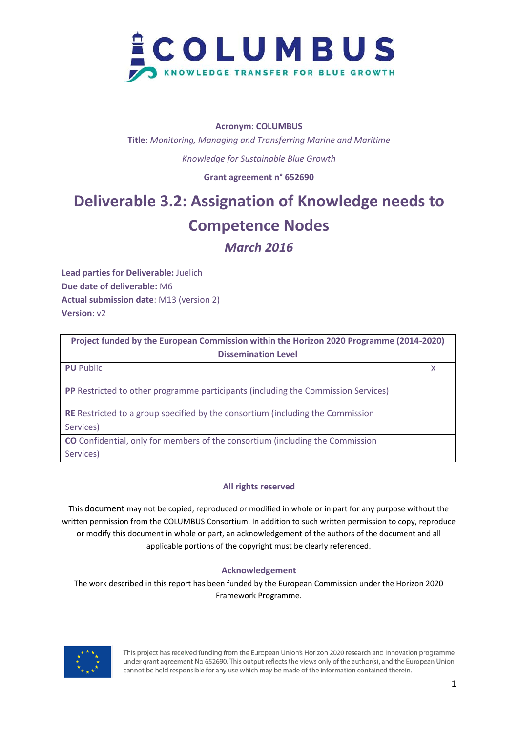# COLUMBUS

KNOWLEDGE TRANSFER FOR BLUE GROWTH

**Acronym: COLUMBUS**

**Title:** *Monitoring, Managing and Transferring Marine and Maritime Knowledge for Sustainable Blue Growth*

**Grant agreement n° 652690**

# Deliverable 3.2: Assignation of Knowledge needs to Competence Nodes

## *March 2016*

**Lead parties for Deliverable:** Juelich
**Due date of deliverable:** M6
**Actual submission date**: M13 (version 2)
**Version**: v2

| Project funded by the European Commission within the Horizon 2020 Programme (2014-2020) | |
|---|---|
| **Dissemination Level** | |
| **PU** Public | X |
| **PP** Restricted to other programme participants (including the Commission Services) | |
| **RE** Restricted to a group specified by the consortium (including the Commission Services) | |
| **CO** Confidential, only for members of the consortium (including the Commission Services) | |

**All rights reserved**

This document may not be copied, reproduced or modified in whole or in part for any purpose without the written permission from the COLUMBUS Consortium. In addition to such written permission to copy, reproduce or modify this document in whole or part, an acknowledgement of the authors of the document and all applicable portions of the copyright must be clearly referenced.

**Acknowledgement**

The work described in this report has been funded by the European Commission under the Horizon 2020 Framework Programme.

This project has received funding from the European Union's Horizon 2020 research and innovation programme under grant agreement No 652690. This output reflects the views only of the author(s), and the European Union cannot be held responsible for any use which may be made of the information contained therein.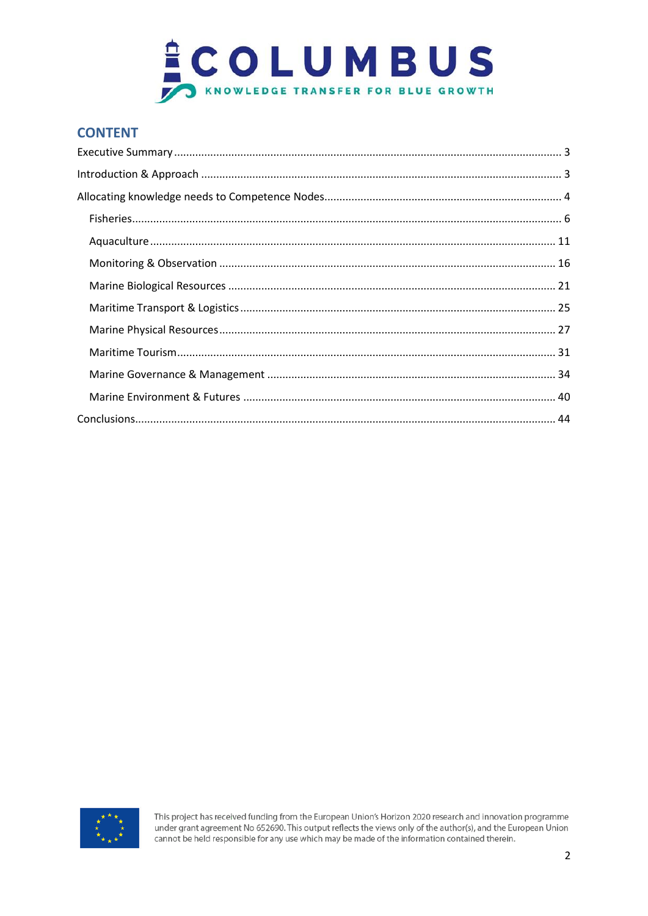## CONTENT

- Executive Summary ........ 3
- Introduction & Approach ........ 3
- Allocating knowledge needs to Competence Nodes ........ 4
  - Fisheries ........ 6
  - Aquaculture ........ 11
  - Monitoring & Observation ........ 16
  - Marine Biological Resources ........ 21
  - Maritime Transport & Logistics ........ 25
  - Marine Physical Resources ........ 27
  - Maritime Tourism ........ 31
  - Marine Governance & Management ........ 34
  - Marine Environment & Futures ........ 40
- Conclusions ........ 44

This project has received funding from the European Union's Horizon 2020 research and innovation programme under grant agreement No 652690. This output reflects the views only of the author(s), and the European Union cannot be held responsible for any use which may be made of the information contained therein.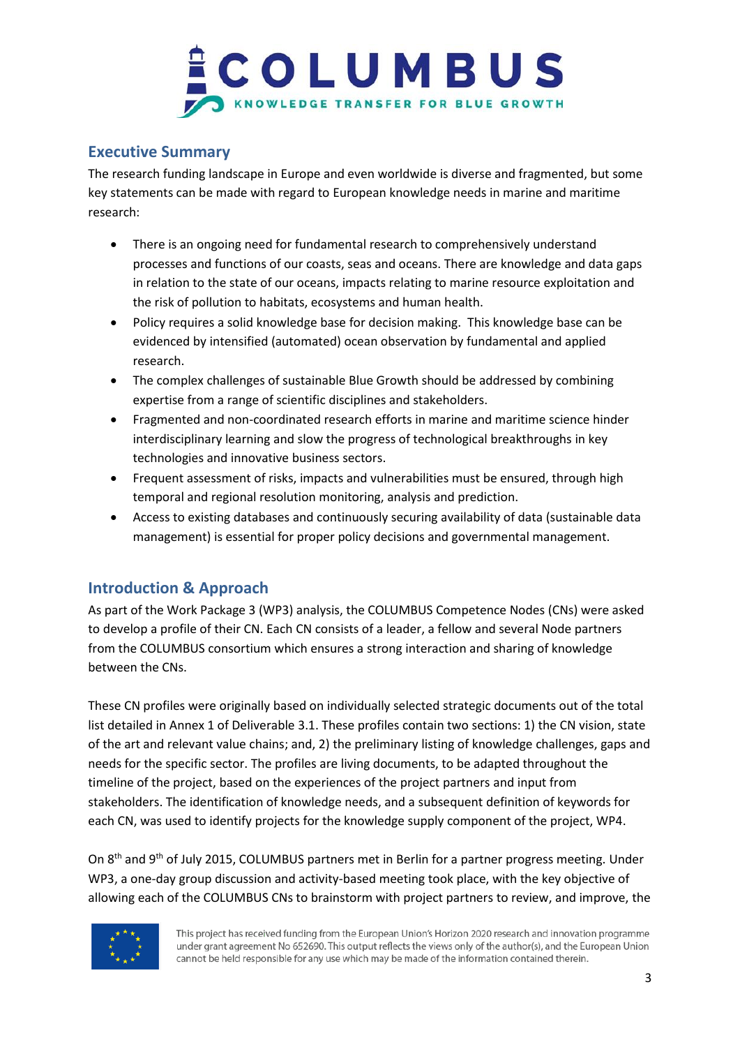## Executive Summary

The research funding landscape in Europe and even worldwide is diverse and fragmented, but some key statements can be made with regard to European knowledge needs in marine and maritime research:

- There is an ongoing need for fundamental research to comprehensively understand processes and functions of our coasts, seas and oceans. There are knowledge and data gaps in relation to the state of our oceans, impacts relating to marine resource exploitation and the risk of pollution to habitats, ecosystems and human health.
- Policy requires a solid knowledge base for decision making. This knowledge base can be evidenced by intensified (automated) ocean observation by fundamental and applied research.
- The complex challenges of sustainable Blue Growth should be addressed by combining expertise from a range of scientific disciplines and stakeholders.
- Fragmented and non-coordinated research efforts in marine and maritime science hinder interdisciplinary learning and slow the progress of technological breakthroughs in key technologies and innovative business sectors.
- Frequent assessment of risks, impacts and vulnerabilities must be ensured, through high temporal and regional resolution monitoring, analysis and prediction.
- Access to existing databases and continuously securing availability of data (sustainable data management) is essential for proper policy decisions and governmental management.

## Introduction & Approach

As part of the Work Package 3 (WP3) analysis, the COLUMBUS Competence Nodes (CNs) were asked to develop a profile of their CN. Each CN consists of a leader, a fellow and several Node partners from the COLUMBUS consortium which ensures a strong interaction and sharing of knowledge between the CNs.

These CN profiles were originally based on individually selected strategic documents out of the total list detailed in Annex 1 of Deliverable 3.1. These profiles contain two sections: 1) the CN vision, state of the art and relevant value chains; and, 2) the preliminary listing of knowledge challenges, gaps and needs for the specific sector. The profiles are living documents, to be adapted throughout the timeline of the project, based on the experiences of the project partners and input from stakeholders. The identification of knowledge needs, and a subsequent definition of keywords for each CN, was used to identify projects for the knowledge supply component of the project, WP4.

On 8th and 9th of July 2015, COLUMBUS partners met in Berlin for a partner progress meeting. Under WP3, a one-day group discussion and activity-based meeting took place, with the key objective of allowing each of the COLUMBUS CNs to brainstorm with project partners to review, and improve, the

This project has received funding from the European Union's Horizon 2020 research and innovation programme under grant agreement No 652690. This output reflects the views only of the author(s), and the European Union cannot be held responsible for any use which may be made of the information contained therein.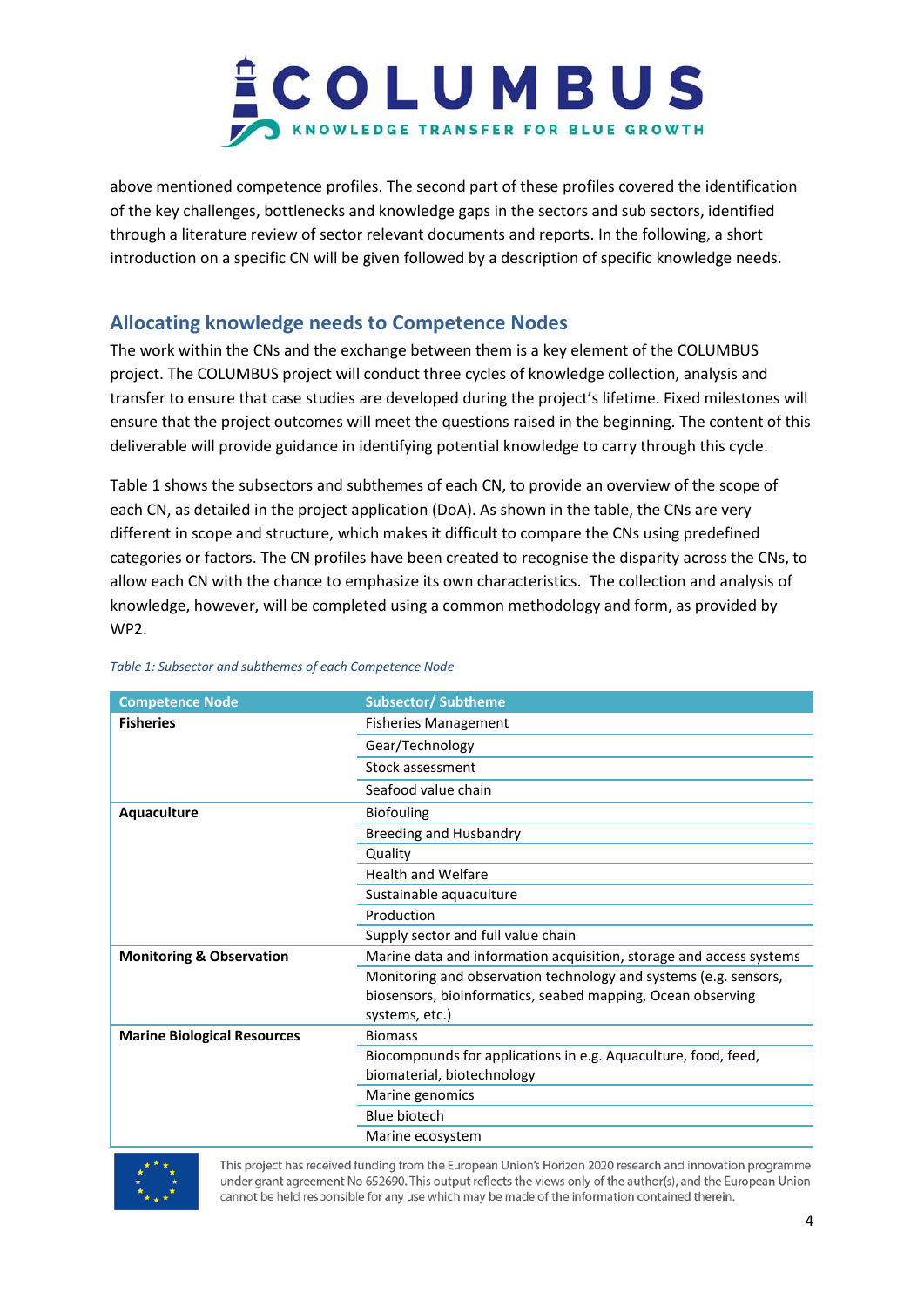above mentioned competence profiles. The second part of these profiles covered the identification of the key challenges, bottlenecks and knowledge gaps in the sectors and sub sectors, identified through a literature review of sector relevant documents and reports. In the following, a short introduction on a specific CN will be given followed by a description of specific knowledge needs.

## Allocating knowledge needs to Competence Nodes

The work within the CNs and the exchange between them is a key element of the COLUMBUS project. The COLUMBUS project will conduct three cycles of knowledge collection, analysis and transfer to ensure that case studies are developed during the project's lifetime. Fixed milestones will ensure that the project outcomes will meet the questions raised in the beginning. The content of this deliverable will provide guidance in identifying potential knowledge to carry through this cycle.

Table 1 shows the subsectors and subthemes of each CN, to provide an overview of the scope of each CN, as detailed in the project application (DoA). As shown in the table, the CNs are very different in scope and structure, which makes it difficult to compare the CNs using predefined categories or factors. The CN profiles have been created to recognise the disparity across the CNs, to allow each CN with the chance to emphasize its own characteristics. The collection and analysis of knowledge, however, will be completed using a common methodology and form, as provided by WP2.

*Table 1: Subsector and subthemes of each Competence Node*

| Competence Node | Subsector/ Subtheme |
|---|---|
| **Fisheries** | Fisheries Management |
| | Gear/Technology |
| | Stock assessment |
| | Seafood value chain |
| **Aquaculture** | Biofouling |
| | Breeding and Husbandry |
| | Quality |
| | Health and Welfare |
| | Sustainable aquaculture |
| | Production |
| | Supply sector and full value chain |
| **Monitoring & Observation** | Marine data and information acquisition, storage and access systems |
| | Monitoring and observation technology and systems (e.g. sensors, biosensors, bioinformatics, seabed mapping, Ocean observing systems, etc.) |
| **Marine Biological Resources** | Biomass |
| | Biocompounds for applications in e.g. Aquaculture, food, feed, biomaterial, biotechnology |
| | Marine genomics |
| | Blue biotech |
| | Marine ecosystem |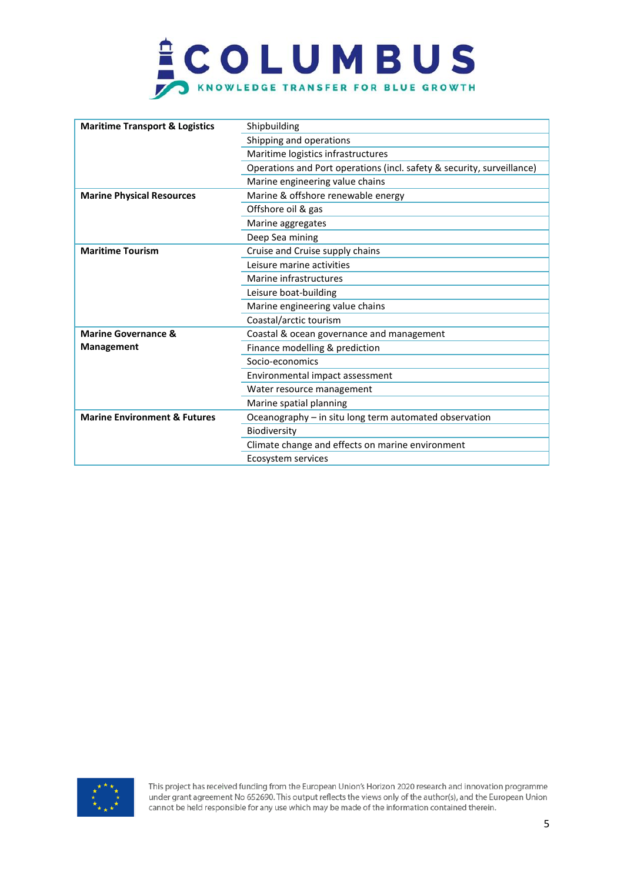| | |
|---|---|
| **Maritime Transport & Logistics** | Shipbuilding |
| | Shipping and operations |
| | Maritime logistics infrastructures |
| | Operations and Port operations (incl. safety & security, surveillance) |
| | Marine engineering value chains |
| **Marine Physical Resources** | Marine & offshore renewable energy |
| | Offshore oil & gas |
| | Marine aggregates |
| | Deep Sea mining |
| **Maritime Tourism** | Cruise and Cruise supply chains |
| | Leisure marine activities |
| | Marine infrastructures |
| | Leisure boat-building |
| | Marine engineering value chains |
| | Coastal/arctic tourism |
| **Marine Governance & Management** | Coastal & ocean governance and management |
| | Finance modelling & prediction |
| | Socio-economics |
| | Environmental impact assessment |
| | Water resource management |
| | Marine spatial planning |
| **Marine Environment & Futures** | Oceanography – in situ long term automated observation |
| | Biodiversity |
| | Climate change and effects on marine environment |
| | Ecosystem services |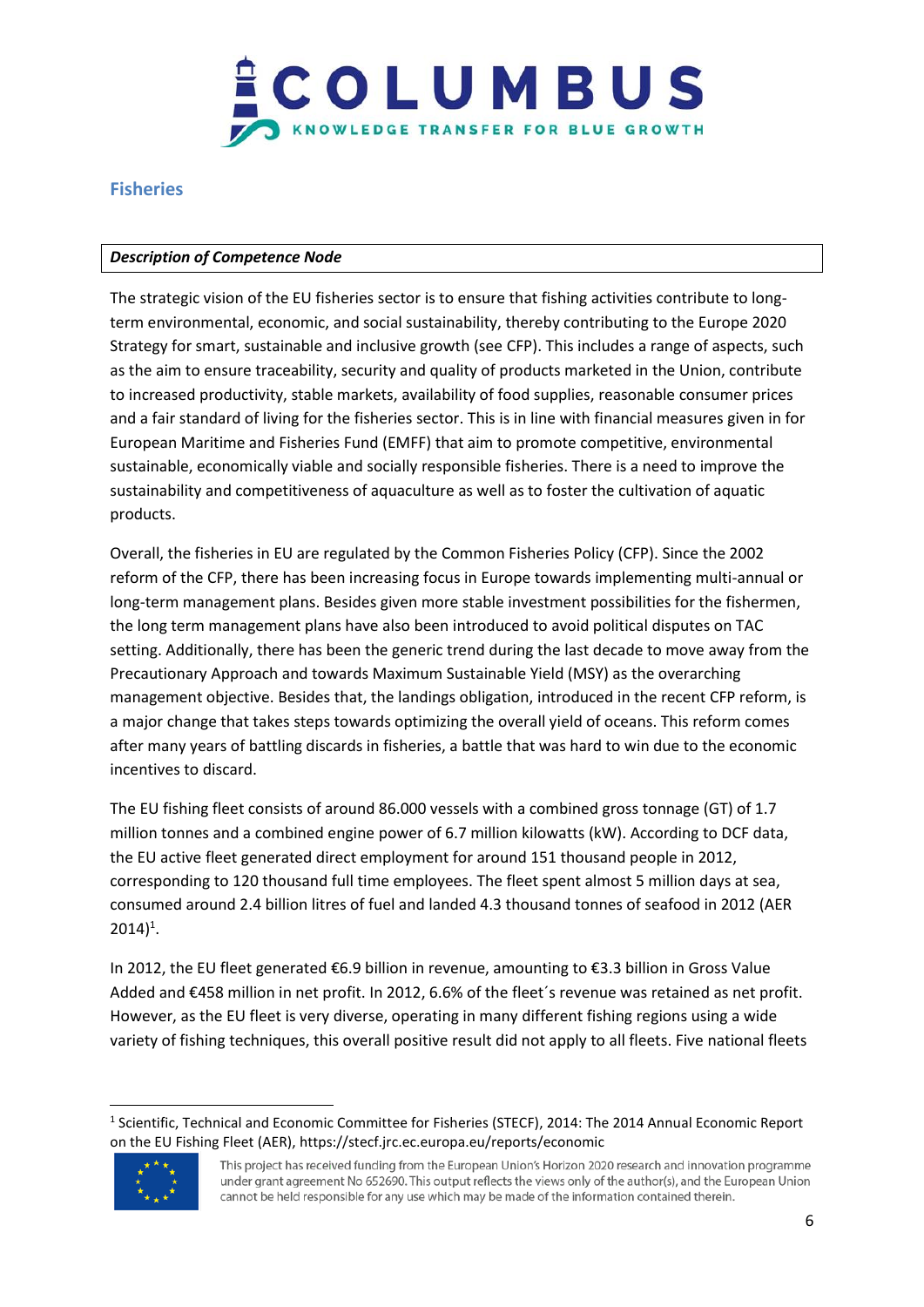## Fisheries

***Description of Competence Node***

The strategic vision of the EU fisheries sector is to ensure that fishing activities contribute to long-term environmental, economic, and social sustainability, thereby contributing to the Europe 2020 Strategy for smart, sustainable and inclusive growth (see CFP). This includes a range of aspects, such as the aim to ensure traceability, security and quality of products marketed in the Union, contribute to increased productivity, stable markets, availability of food supplies, reasonable consumer prices and a fair standard of living for the fisheries sector. This is in line with financial measures given in for European Maritime and Fisheries Fund (EMFF) that aim to promote competitive, environmental sustainable, economically viable and socially responsible fisheries. There is a need to improve the sustainability and competitiveness of aquaculture as well as to foster the cultivation of aquatic products.

Overall, the fisheries in EU are regulated by the Common Fisheries Policy (CFP). Since the 2002 reform of the CFP, there has been increasing focus in Europe towards implementing multi-annual or long-term management plans. Besides given more stable investment possibilities for the fishermen, the long term management plans have also been introduced to avoid political disputes on TAC setting. Additionally, there has been the generic trend during the last decade to move away from the Precautionary Approach and towards Maximum Sustainable Yield (MSY) as the overarching management objective. Besides that, the landings obligation, introduced in the recent CFP reform, is a major change that takes steps towards optimizing the overall yield of oceans. This reform comes after many years of battling discards in fisheries, a battle that was hard to win due to the economic incentives to discard.

The EU fishing fleet consists of around 86.000 vessels with a combined gross tonnage (GT) of 1.7 million tonnes and a combined engine power of 6.7 million kilowatts (kW). According to DCF data, the EU active fleet generated direct employment for around 151 thousand people in 2012, corresponding to 120 thousand full time employees. The fleet spent almost 5 million days at sea, consumed around 2.4 billion litres of fuel and landed 4.3 thousand tonnes of seafood in 2012 (AER 2014)[1].

In 2012, the EU fleet generated €6.9 billion in revenue, amounting to €3.3 billion in Gross Value Added and €458 million in net profit. In 2012, 6.6% of the fleet´s revenue was retained as net profit. However, as the EU fleet is very diverse, operating in many different fishing regions using a wide variety of fishing techniques, this overall positive result did not apply to all fleets. Five national fleets

[1] Scientific, Technical and Economic Committee for Fisheries (STECF), 2014: The 2014 Annual Economic Report on the EU Fishing Fleet (AER), https://stecf.jrc.ec.europa.eu/reports/economic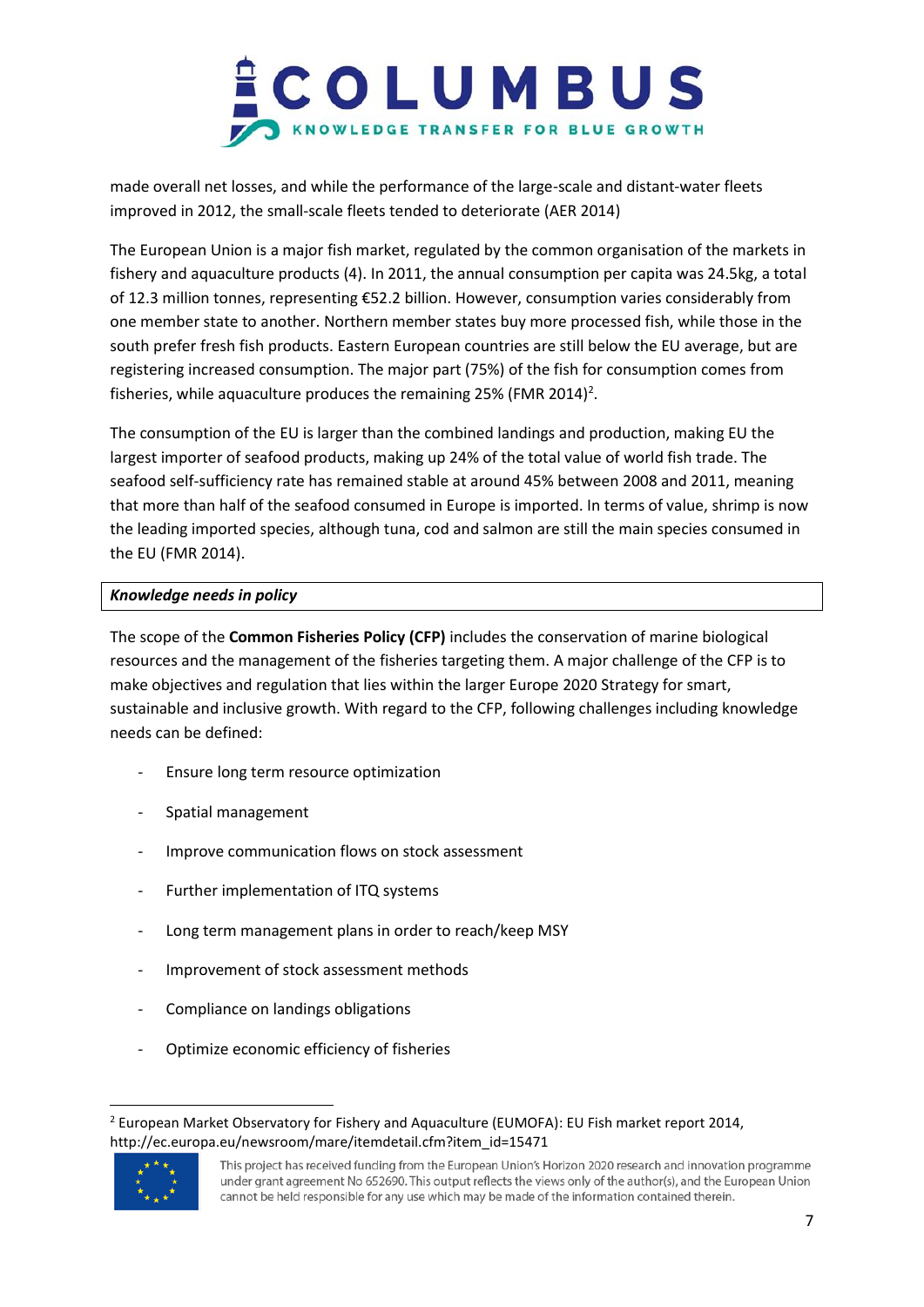made overall net losses, and while the performance of the large-scale and distant-water fleets improved in 2012, the small-scale fleets tended to deteriorate (AER 2014)

The European Union is a major fish market, regulated by the common organisation of the markets in fishery and aquaculture products (4). In 2011, the annual consumption per capita was 24.5kg, a total of 12.3 million tonnes, representing €52.2 billion. However, consumption varies considerably from one member state to another. Northern member states buy more processed fish, while those in the south prefer fresh fish products. Eastern European countries are still below the EU average, but are registering increased consumption. The major part (75%) of the fish for consumption comes from fisheries, while aquaculture produces the remaining 25% (FMR 2014)[2].

The consumption of the EU is larger than the combined landings and production, making EU the largest importer of seafood products, making up 24% of the total value of world fish trade. The seafood self-sufficiency rate has remained stable at around 45% between 2008 and 2011, meaning that more than half of the seafood consumed in Europe is imported. In terms of value, shrimp is now the leading imported species, although tuna, cod and salmon are still the main species consumed in the EU (FMR 2014).

***Knowledge needs in policy***

The scope of the **Common Fisheries Policy (CFP)** includes the conservation of marine biological resources and the management of the fisheries targeting them. A major challenge of the CFP is to make objectives and regulation that lies within the larger Europe 2020 Strategy for smart, sustainable and inclusive growth. With regard to the CFP, following challenges including knowledge needs can be defined:

- Ensure long term resource optimization
- Spatial management
- Improve communication flows on stock assessment
- Further implementation of ITQ systems
- Long term management plans in order to reach/keep MSY
- Improvement of stock assessment methods
- Compliance on landings obligations
- Optimize economic efficiency of fisheries

[2] European Market Observatory for Fishery and Aquaculture (EUMOFA): EU Fish market report 2014, http://ec.europa.eu/newsroom/mare/itemdetail.cfm?item_id=15471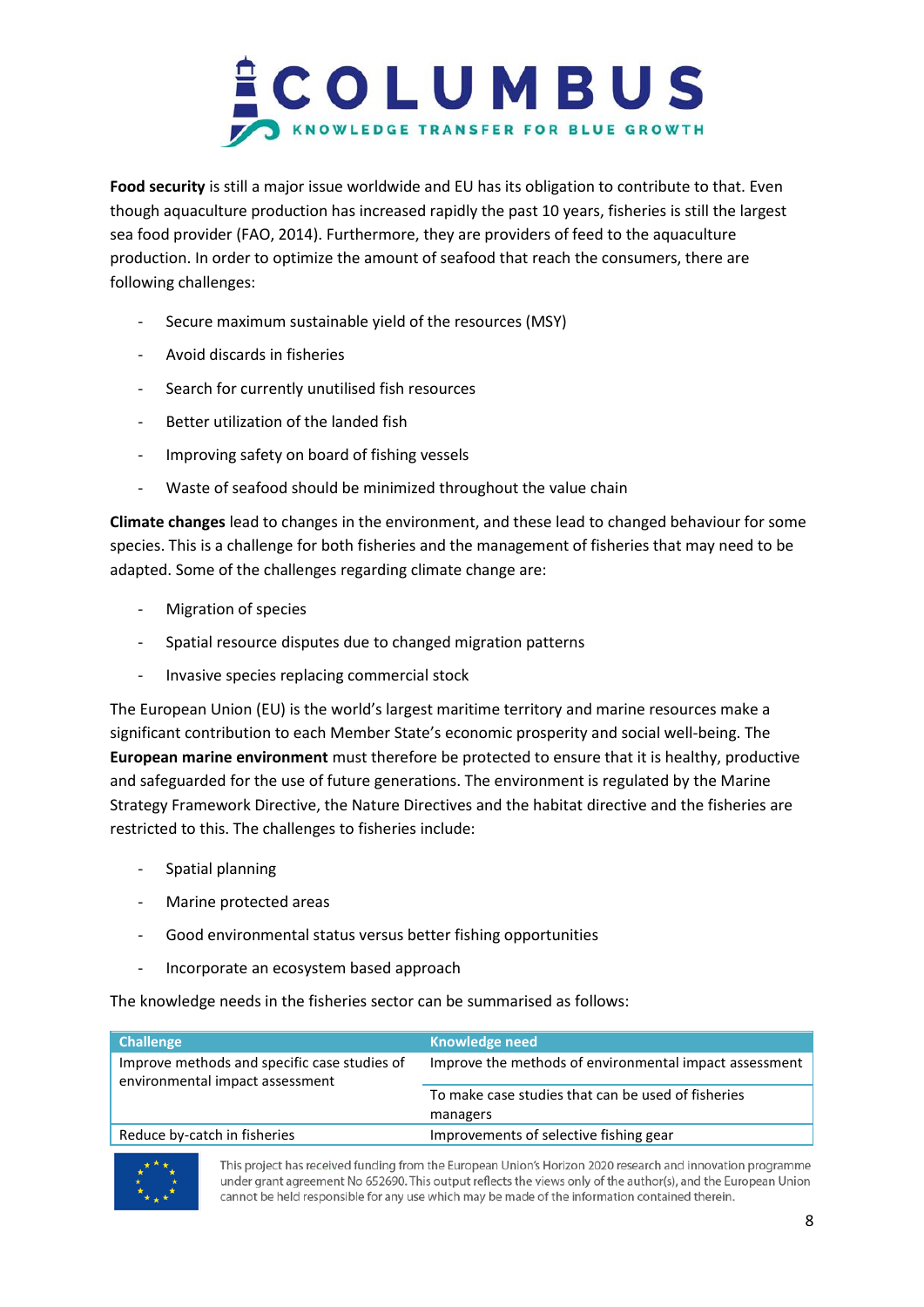**Food security** is still a major issue worldwide and EU has its obligation to contribute to that. Even though aquaculture production has increased rapidly the past 10 years, fisheries is still the largest sea food provider (FAO, 2014). Furthermore, they are providers of feed to the aquaculture production. In order to optimize the amount of seafood that reach the consumers, there are following challenges:

- Secure maximum sustainable yield of the resources (MSY)
- Avoid discards in fisheries
- Search for currently unutilised fish resources
- Better utilization of the landed fish
- Improving safety on board of fishing vessels
- Waste of seafood should be minimized throughout the value chain

**Climate changes** lead to changes in the environment, and these lead to changed behaviour for some species. This is a challenge for both fisheries and the management of fisheries that may need to be adapted. Some of the challenges regarding climate change are:

- Migration of species
- Spatial resource disputes due to changed migration patterns
- Invasive species replacing commercial stock

The European Union (EU) is the world's largest maritime territory and marine resources make a significant contribution to each Member State's economic prosperity and social well-being. The **European marine environment** must therefore be protected to ensure that it is healthy, productive and safeguarded for the use of future generations. The environment is regulated by the Marine Strategy Framework Directive, the Nature Directives and the habitat directive and the fisheries are restricted to this. The challenges to fisheries include:

- Spatial planning
- Marine protected areas
- Good environmental status versus better fishing opportunities
- Incorporate an ecosystem based approach

The knowledge needs in the fisheries sector can be summarised as follows:

| Challenge | Knowledge need |
|---|---|
| Improve methods and specific case studies of environmental impact assessment | Improve the methods of environmental impact assessment |
| | To make case studies that can be used of fisheries managers |
| Reduce by-catch in fisheries | Improvements of selective fishing gear |

This project has received funding from the European Union's Horizon 2020 research and innovation programme under grant agreement No 652690. This output reflects the views only of the author(s), and the European Union cannot be held responsible for any use which may be made of the information contained therein.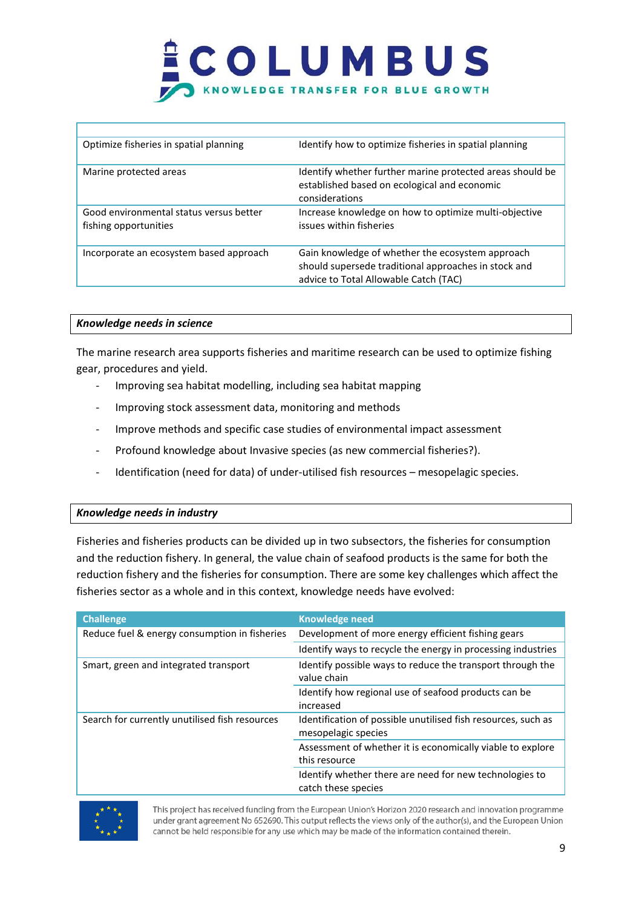| | |
|---|---|
| Optimize fisheries in spatial planning | Identify how to optimize fisheries in spatial planning |
| Marine protected areas | Identify whether further marine protected areas should be established based on ecological and economic considerations |
| Good environmental status versus better fishing opportunities | Increase knowledge on how to optimize multi-objective issues within fisheries |
| Incorporate an ecosystem based approach | Gain knowledge of whether the ecosystem approach should supersede traditional approaches in stock and advice to Total Allowable Catch (TAC) |

***Knowledge needs in science***

The marine research area supports fisheries and maritime research can be used to optimize fishing gear, procedures and yield.

- Improving sea habitat modelling, including sea habitat mapping
- Improving stock assessment data, monitoring and methods
- Improve methods and specific case studies of environmental impact assessment
- Profound knowledge about Invasive species (as new commercial fisheries?).
- Identification (need for data) of under-utilised fish resources – mesopelagic species.

***Knowledge needs in industry***

Fisheries and fisheries products can be divided up in two subsectors, the fisheries for consumption and the reduction fishery. In general, the value chain of seafood products is the same for both the reduction fishery and the fisheries for consumption. There are some key challenges which affect the fisheries sector as a whole and in this context, knowledge needs have evolved:

| Challenge | Knowledge need |
|---|---|
| Reduce fuel & energy consumption in fisheries | Development of more energy efficient fishing gears |
| | Identify ways to recycle the energy in processing industries |
| Smart, green and integrated transport | Identify possible ways to reduce the transport through the value chain |
| | Identify how regional use of seafood products can be increased |
| Search for currently unutilised fish resources | Identification of possible unutilised fish resources, such as mesopelagic species |
| | Assessment of whether it is economically viable to explore this resource |
| | Identify whether there are need for new technologies to catch these species |

This project has received funding from the European Union's Horizon 2020 research and innovation programme under grant agreement No 652690. This output reflects the views only of the author(s), and the European Union cannot be held responsible for any use which may be made of the information contained therein.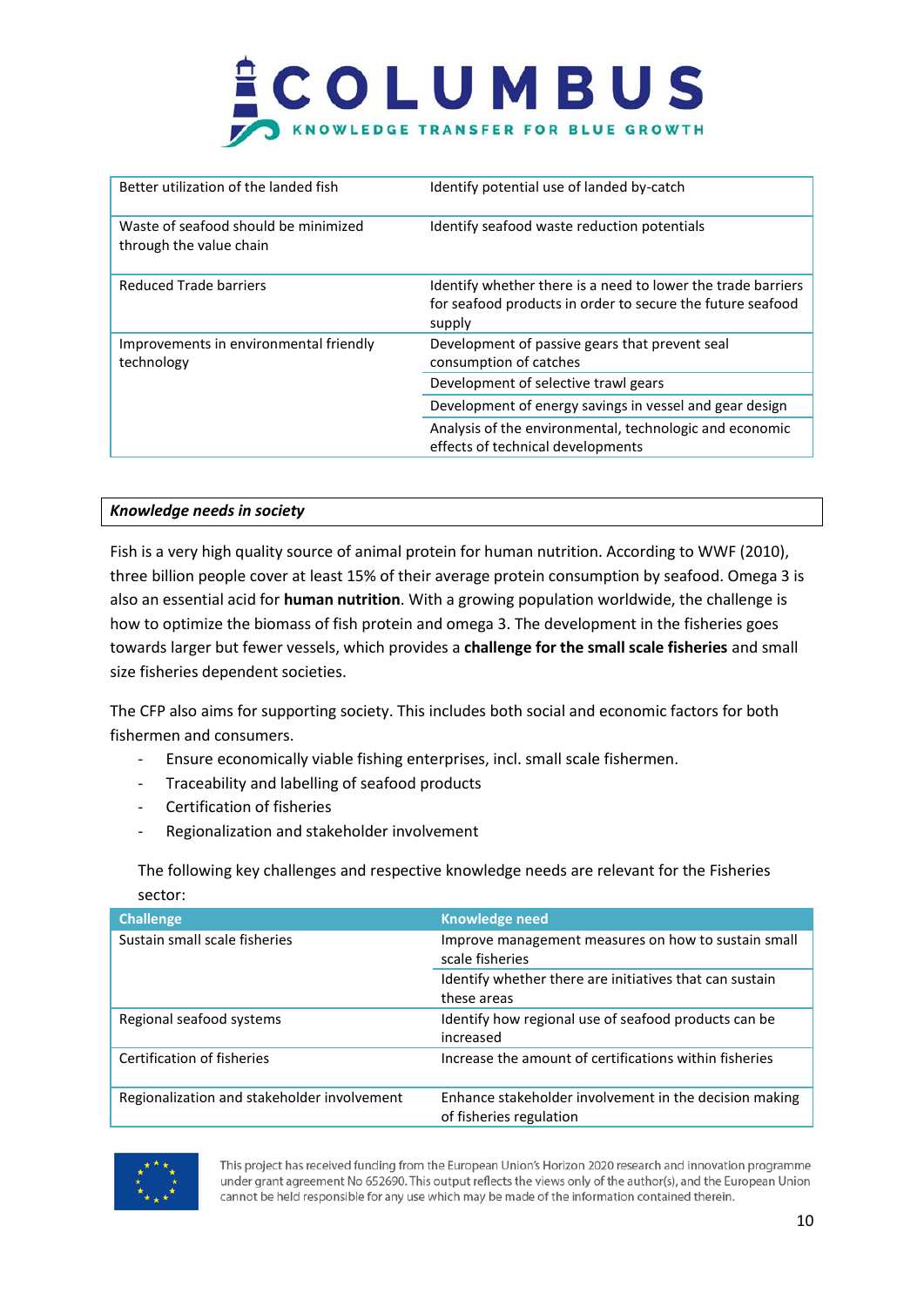| | |
|---|---|
| Better utilization of the landed fish | Identify potential use of landed by-catch |
| Waste of seafood should be minimized through the value chain | Identify seafood waste reduction potentials |
| Reduced Trade barriers | Identify whether there is a need to lower the trade barriers for seafood products in order to secure the future seafood supply |
| Improvements in environmental friendly technology | Development of passive gears that prevent seal consumption of catches |
| | Development of selective trawl gears |
| | Development of energy savings in vessel and gear design |
| | Analysis of the environmental, technologic and economic effects of technical developments |

***Knowledge needs in society***

Fish is a very high quality source of animal protein for human nutrition. According to WWF (2010), three billion people cover at least 15% of their average protein consumption by seafood. Omega 3 is also an essential acid for **human nutrition**. With a growing population worldwide, the challenge is how to optimize the biomass of fish protein and omega 3. The development in the fisheries goes towards larger but fewer vessels, which provides a **challenge for the small scale fisheries** and small size fisheries dependent societies.

The CFP also aims for supporting society. This includes both social and economic factors for both fishermen and consumers.

- Ensure economically viable fishing enterprises, incl. small scale fishermen.
- Traceability and labelling of seafood products
- Certification of fisheries
- Regionalization and stakeholder involvement

The following key challenges and respective knowledge needs are relevant for the Fisheries sector:

| Challenge | Knowledge need |
|---|---|
| Sustain small scale fisheries | Improve management measures on how to sustain small scale fisheries |
| | Identify whether there are initiatives that can sustain these areas |
| Regional seafood systems | Identify how regional use of seafood products can be increased |
| Certification of fisheries | Increase the amount of certifications within fisheries |
| Regionalization and stakeholder involvement | Enhance stakeholder involvement in the decision making of fisheries regulation |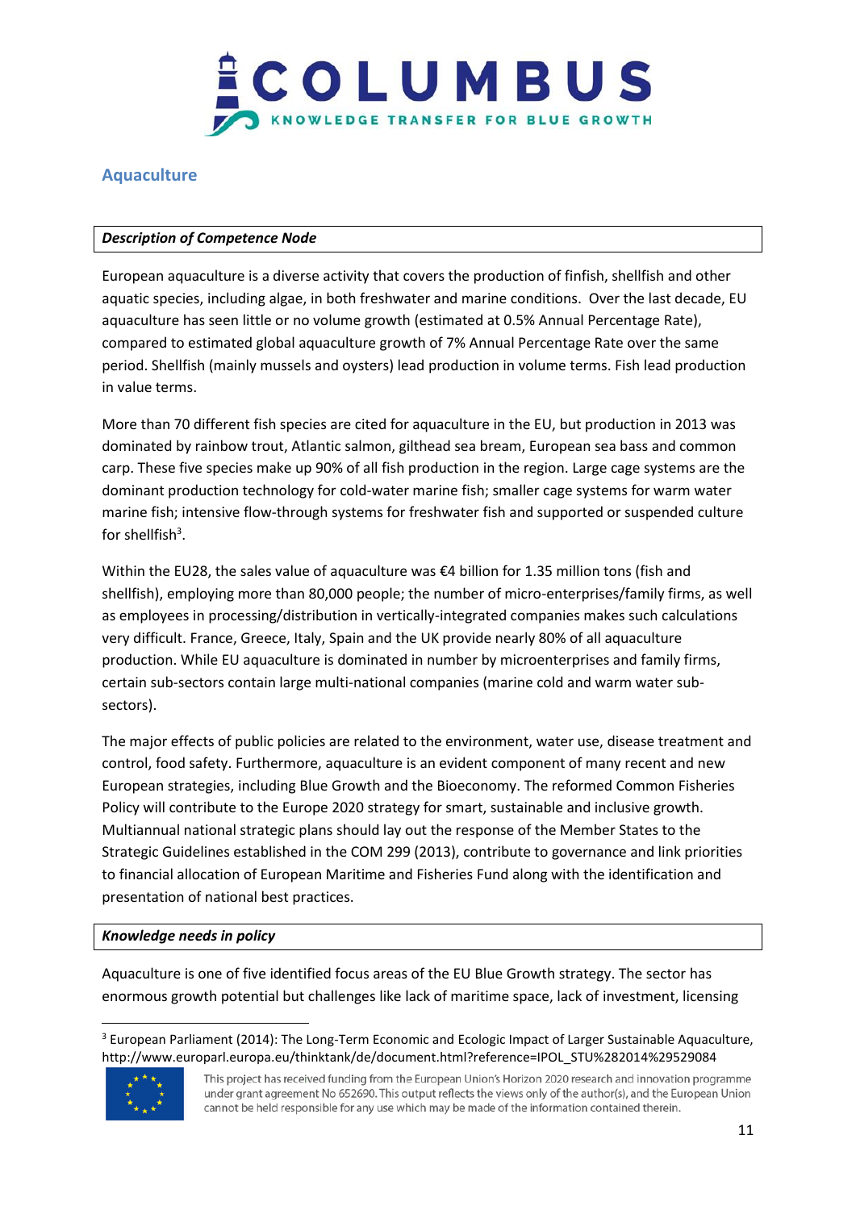## Aquaculture

***Description of Competence Node***

European aquaculture is a diverse activity that covers the production of finfish, shellfish and other aquatic species, including algae, in both freshwater and marine conditions. Over the last decade, EU aquaculture has seen little or no volume growth (estimated at 0.5% Annual Percentage Rate), compared to estimated global aquaculture growth of 7% Annual Percentage Rate over the same period. Shellfish (mainly mussels and oysters) lead production in volume terms. Fish lead production in value terms.

More than 70 different fish species are cited for aquaculture in the EU, but production in 2013 was dominated by rainbow trout, Atlantic salmon, gilthead sea bream, European sea bass and common carp. These five species make up 90% of all fish production in the region. Large cage systems are the dominant production technology for cold-water marine fish; smaller cage systems for warm water marine fish; intensive flow-through systems for freshwater fish and supported or suspended culture for shellfish[3].

Within the EU28, the sales value of aquaculture was €4 billion for 1.35 million tons (fish and shellfish), employing more than 80,000 people; the number of micro-enterprises/family firms, as well as employees in processing/distribution in vertically-integrated companies makes such calculations very difficult. France, Greece, Italy, Spain and the UK provide nearly 80% of all aquaculture production. While EU aquaculture is dominated in number by microenterprises and family firms, certain sub-sectors contain large multi-national companies (marine cold and warm water sub-sectors).

The major effects of public policies are related to the environment, water use, disease treatment and control, food safety. Furthermore, aquaculture is an evident component of many recent and new European strategies, including Blue Growth and the Bioeconomy. The reformed Common Fisheries Policy will contribute to the Europe 2020 strategy for smart, sustainable and inclusive growth. Multiannual national strategic plans should lay out the response of the Member States to the Strategic Guidelines established in the COM 299 (2013), contribute to governance and link priorities to financial allocation of European Maritime and Fisheries Fund along with the identification and presentation of national best practices.

***Knowledge needs in policy***

Aquaculture is one of five identified focus areas of the EU Blue Growth strategy. The sector has enormous growth potential but challenges like lack of maritime space, lack of investment, licensing

---

[3] European Parliament (2014): The Long-Term Economic and Ecologic Impact of Larger Sustainable Aquaculture, http://www.europarl.europa.eu/thinktank/de/document.html?reference=IPOL_STU%282014%29529084

This project has received funding from the European Union's Horizon 2020 research and innovation programme under grant agreement No 652690. This output reflects the views only of the author(s), and the European Union cannot be held responsible for any use which may be made of the information contained therein.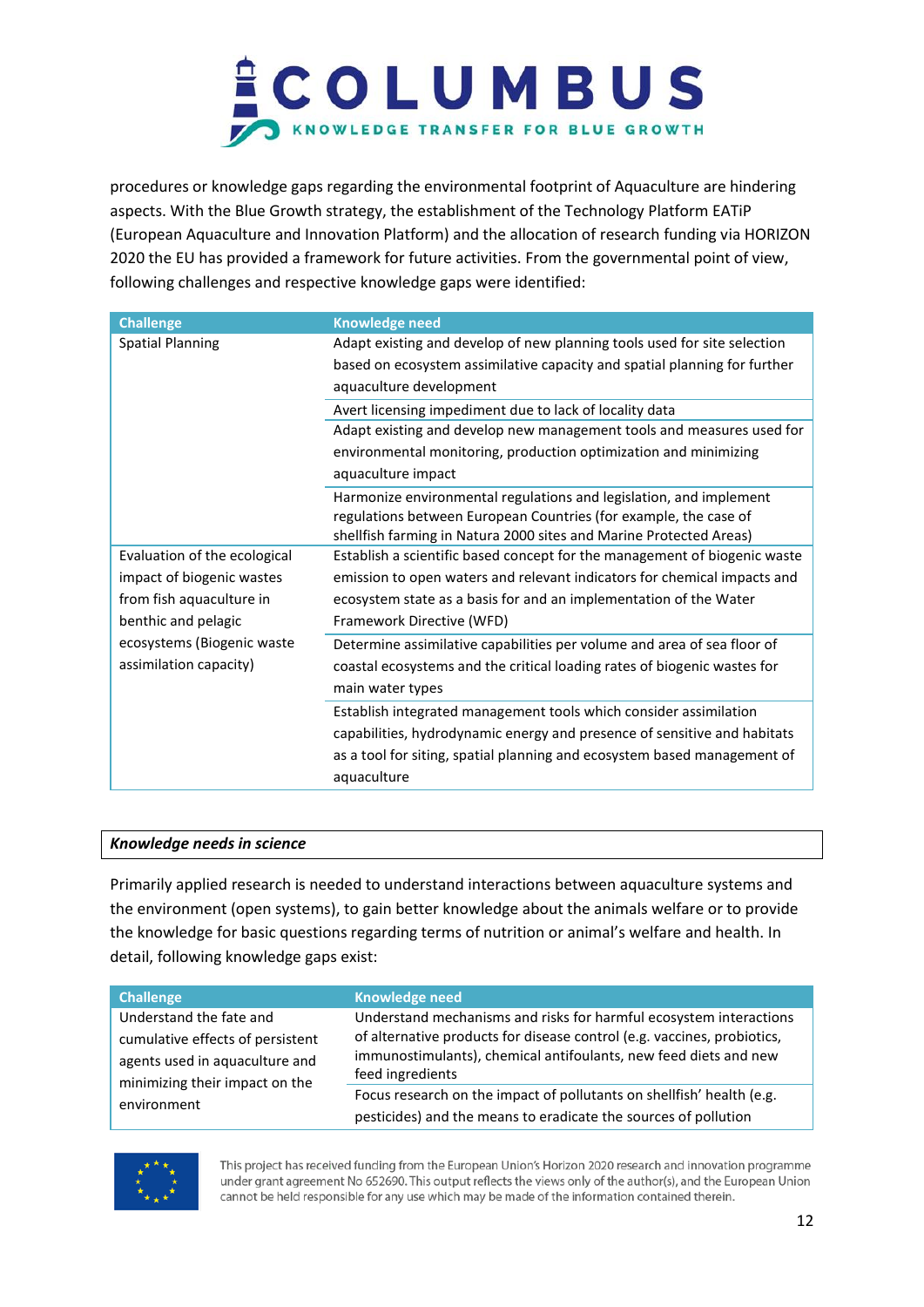procedures or knowledge gaps regarding the environmental footprint of Aquaculture are hindering aspects. With the Blue Growth strategy, the establishment of the Technology Platform EATiP (European Aquaculture and Innovation Platform) and the allocation of research funding via HORIZON 2020 the EU has provided a framework for future activities. From the governmental point of view, following challenges and respective knowledge gaps were identified:

| Challenge | Knowledge need |
|---|---|
| Spatial Planning | Adapt existing and develop of new planning tools used for site selection based on ecosystem assimilative capacity and spatial planning for further aquaculture development |
| | Avert licensing impediment due to lack of locality data |
| | Adapt existing and develop new management tools and measures used for environmental monitoring, production optimization and minimizing aquaculture impact |
| | Harmonize environmental regulations and legislation, and implement regulations between European Countries (for example, the case of shellfish farming in Natura 2000 sites and Marine Protected Areas) |
| Evaluation of the ecological impact of biogenic wastes from fish aquaculture in benthic and pelagic ecosystems (Biogenic waste assimilation capacity) | Establish a scientific based concept for the management of biogenic waste emission to open waters and relevant indicators for chemical impacts and ecosystem state as a basis for and an implementation of the Water Framework Directive (WFD) |
| | Determine assimilative capabilities per volume and area of sea floor of coastal ecosystems and the critical loading rates of biogenic wastes for main water types |
| | Establish integrated management tools which consider assimilation capabilities, hydrodynamic energy and presence of sensitive and habitats as a tool for siting, spatial planning and ecosystem based management of aquaculture |

***Knowledge needs in science***

Primarily applied research is needed to understand interactions between aquaculture systems and the environment (open systems), to gain better knowledge about the animals welfare or to provide the knowledge for basic questions regarding terms of nutrition or animal's welfare and health. In detail, following knowledge gaps exist:

| Challenge | Knowledge need |
|---|---|
| Understand the fate and cumulative effects of persistent agents used in aquaculture and minimizing their impact on the environment | Understand mechanisms and risks for harmful ecosystem interactions of alternative products for disease control (e.g. vaccines, probiotics, immunostimulants), chemical antifoulants, new feed diets and new feed ingredients |
| | Focus research on the impact of pollutants on shellfish' health (e.g. pesticides) and the means to eradicate the sources of pollution |

This project has received funding from the European Union's Horizon 2020 research and innovation programme under grant agreement No 652690. This output reflects the views only of the author(s), and the European Union cannot be held responsible for any use which may be made of the information contained therein.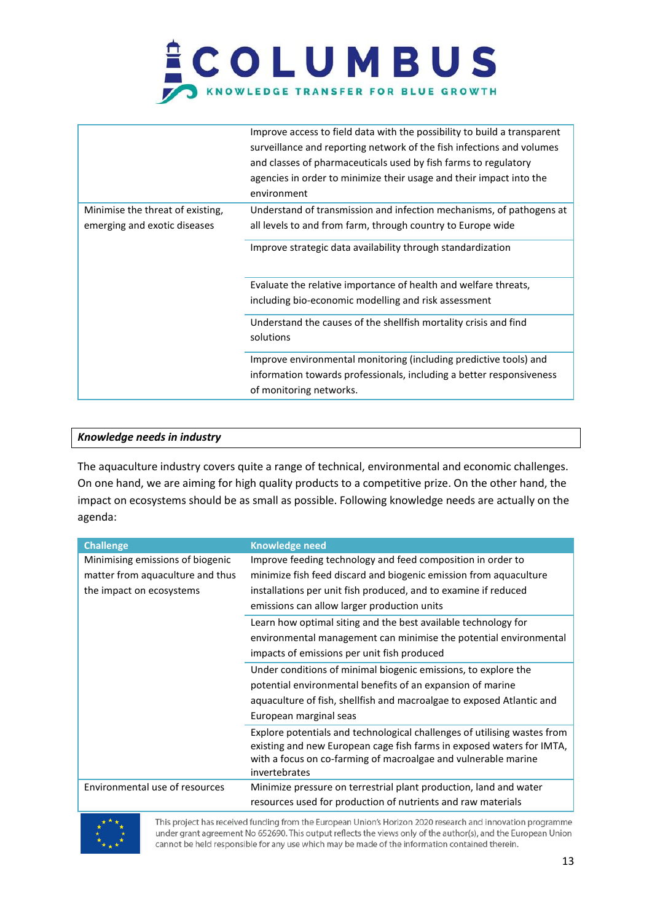| | |
|---|---|
| | Improve access to field data with the possibility to build a transparent surveillance and reporting network of the fish infections and volumes and classes of pharmaceuticals used by fish farms to regulatory agencies in order to minimize their usage and their impact into the environment |
| Minimise the threat of existing, emerging and exotic diseases | Understand of transmission and infection mechanisms, of pathogens at all levels to and from farm, through country to Europe wide |
| | Improve strategic data availability through standardization |
| | Evaluate the relative importance of health and welfare threats, including bio-economic modelling and risk assessment |
| | Understand the causes of the shellfish mortality crisis and find solutions |
| | Improve environmental monitoring (including predictive tools) and information towards professionals, including a better responsiveness of monitoring networks. |

***Knowledge needs in industry***

The aquaculture industry covers quite a range of technical, environmental and economic challenges. On one hand, we are aiming for high quality products to a competitive prize. On the other hand, the impact on ecosystems should be as small as possible. Following knowledge needs are actually on the agenda:

| Challenge | Knowledge need |
|---|---|
| Minimising emissions of biogenic matter from aquaculture and thus the impact on ecosystems | Improve feeding technology and feed composition in order to minimize fish feed discard and biogenic emission from aquaculture installations per unit fish produced, and to examine if reduced emissions can allow larger production units |
| | Learn how optimal siting and the best available technology for environmental management can minimise the potential environmental impacts of emissions per unit fish produced |
| | Under conditions of minimal biogenic emissions, to explore the potential environmental benefits of an expansion of marine aquaculture of fish, shellfish and macroalgae to exposed Atlantic and European marginal seas |
| | Explore potentials and technological challenges of utilising wastes from existing and new European cage fish farms in exposed waters for IMTA, with a focus on co-farming of macroalgae and vulnerable marine invertebrates |
| Environmental use of resources | Minimize pressure on terrestrial plant production, land and water resources used for production of nutrients and raw materials |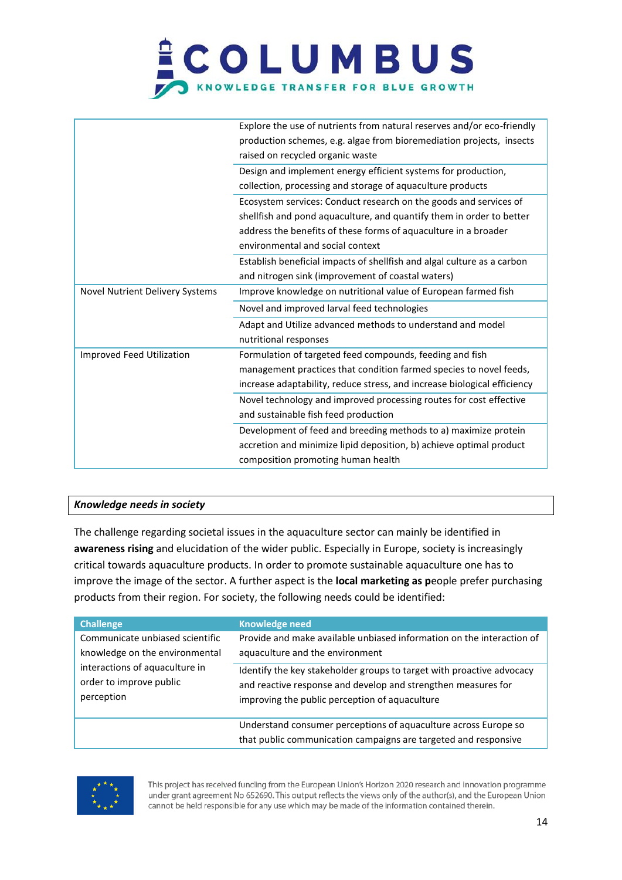|  |  |
|---|---|
|  | Explore the use of nutrients from natural reserves and/or eco-friendly production schemes, e.g. algae from bioremediation projects, insects raised on recycled organic waste |
|  | Design and implement energy efficient systems for production, collection, processing and storage of aquaculture products |
|  | Ecosystem services: Conduct research on the goods and services of shellfish and pond aquaculture, and quantify them in order to better address the benefits of these forms of aquaculture in a broader environmental and social context |
|  | Establish beneficial impacts of shellfish and algal culture as a carbon and nitrogen sink (improvement of coastal waters) |
| Novel Nutrient Delivery Systems | Improve knowledge on nutritional value of European farmed fish |
|  | Novel and improved larval feed technologies |
|  | Adapt and Utilize advanced methods to understand and model nutritional responses |
| Improved Feed Utilization | Formulation of targeted feed compounds, feeding and fish management practices that condition farmed species to novel feeds, increase adaptability, reduce stress, and increase biological efficiency |
|  | Novel technology and improved processing routes for cost effective and sustainable fish feed production |
|  | Development of feed and breeding methods to a) maximize protein accretion and minimize lipid deposition, b) achieve optimal product composition promoting human health |

***Knowledge needs in society***

The challenge regarding societal issues in the aquaculture sector can mainly be identified in **awareness rising** and elucidation of the wider public. Especially in Europe, society is increasingly critical towards aquaculture products. In order to promote sustainable aquaculture one has to improve the image of the sector. A further aspect is the **local marketing as p**eople prefer purchasing products from their region. For society, the following needs could be identified:

| Challenge | Knowledge need |
|---|---|
| Communicate unbiased scientific knowledge on the environmental interactions of aquaculture in order to improve public perception | Provide and make available unbiased information on the interaction of aquaculture and the environment |
|  | Identify the key stakeholder groups to target with proactive advocacy and reactive response and develop and strengthen measures for improving the public perception of aquaculture |
|  | Understand consumer perceptions of aquaculture across Europe so that public communication campaigns are targeted and responsive |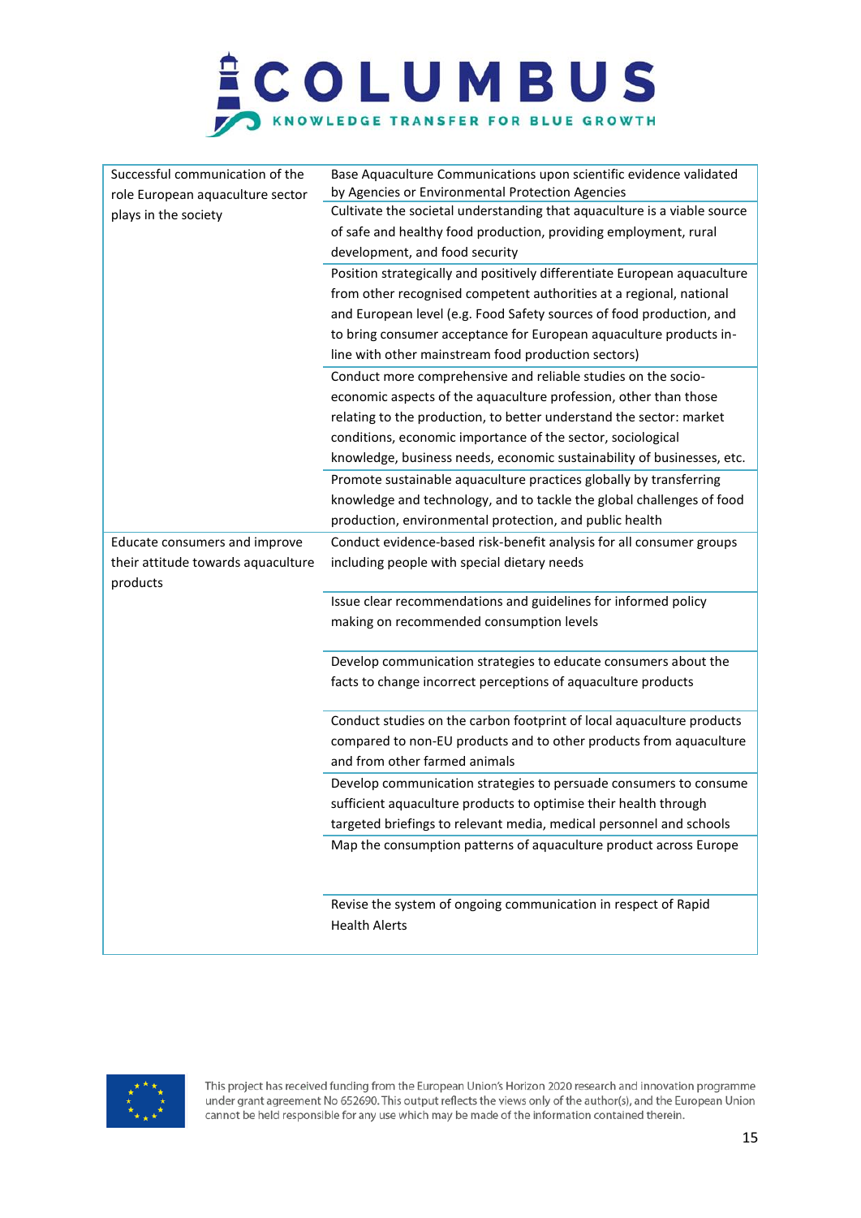| | |
|---|---|
| Successful communication of the role European aquaculture sector plays in the society | Base Aquaculture Communications upon scientific evidence validated by Agencies or Environmental Protection Agencies |
| | Cultivate the societal understanding that aquaculture is a viable source of safe and healthy food production, providing employment, rural development, and food security |
| | Position strategically and positively differentiate European aquaculture from other recognised competent authorities at a regional, national and European level (e.g. Food Safety sources of food production, and to bring consumer acceptance for European aquaculture products in-line with other mainstream food production sectors) |
| | Conduct more comprehensive and reliable studies on the socio-economic aspects of the aquaculture profession, other than those relating to the production, to better understand the sector: market conditions, economic importance of the sector, sociological knowledge, business needs, economic sustainability of businesses, etc. |
| | Promote sustainable aquaculture practices globally by transferring knowledge and technology, and to tackle the global challenges of food production, environmental protection, and public health |
| Educate consumers and improve their attitude towards aquaculture products | Conduct evidence-based risk-benefit analysis for all consumer groups including people with special dietary needs |
| | Issue clear recommendations and guidelines for informed policy making on recommended consumption levels |
| | Develop communication strategies to educate consumers about the facts to change incorrect perceptions of aquaculture products |
| | Conduct studies on the carbon footprint of local aquaculture products compared to non-EU products and to other products from aquaculture and from other farmed animals |
| | Develop communication strategies to persuade consumers to consume sufficient aquaculture products to optimise their health through targeted briefings to relevant media, medical personnel and schools |
| | Map the consumption patterns of aquaculture product across Europe |
| | Revise the system of ongoing communication in respect of Rapid Health Alerts |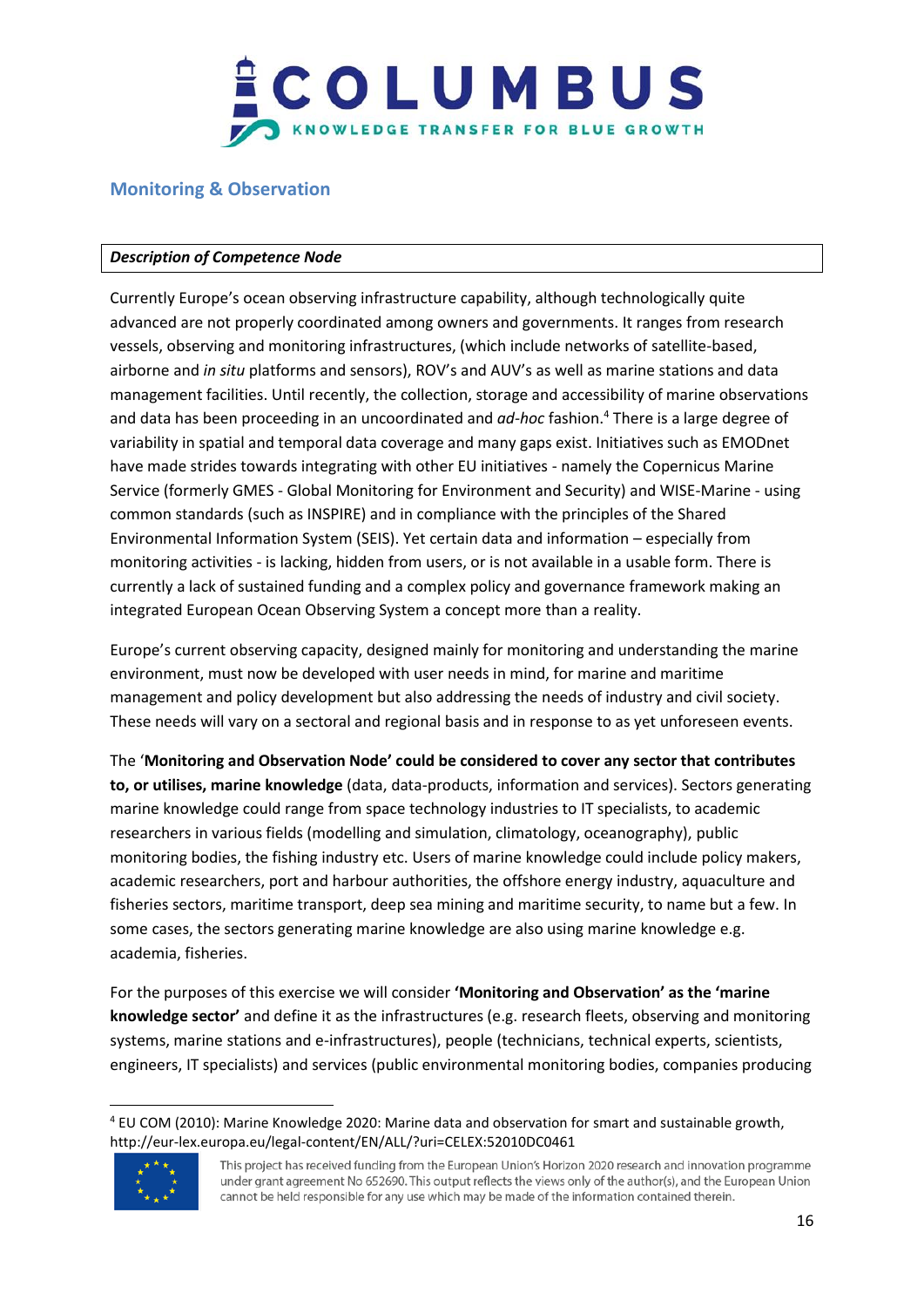## Monitoring & Observation

| ***Description of Competence Node*** |
|---|

Currently Europe's ocean observing infrastructure capability, although technologically quite advanced are not properly coordinated among owners and governments. It ranges from research vessels, observing and monitoring infrastructures, (which include networks of satellite-based, airborne and *in situ* platforms and sensors), ROV's and AUV's as well as marine stations and data management facilities. Until recently, the collection, storage and accessibility of marine observations and data has been proceeding in an uncoordinated and *ad-hoc* fashion.[4] There is a large degree of variability in spatial and temporal data coverage and many gaps exist. Initiatives such as EMODnet have made strides towards integrating with other EU initiatives - namely the Copernicus Marine Service (formerly GMES - Global Monitoring for Environment and Security) and WISE-Marine - using common standards (such as INSPIRE) and in compliance with the principles of the Shared Environmental Information System (SEIS). Yet certain data and information – especially from monitoring activities - is lacking, hidden from users, or is not available in a usable form. There is currently a lack of sustained funding and a complex policy and governance framework making an integrated European Ocean Observing System a concept more than a reality.

Europe's current observing capacity, designed mainly for monitoring and understanding the marine environment, must now be developed with user needs in mind, for marine and maritime management and policy development but also addressing the needs of industry and civil society. These needs will vary on a sectoral and regional basis and in response to as yet unforeseen events.

The '**Monitoring and Observation Node' could be considered to cover any sector that contributes to, or utilises, marine knowledge** (data, data-products, information and services). Sectors generating marine knowledge could range from space technology industries to IT specialists, to academic researchers in various fields (modelling and simulation, climatology, oceanography), public monitoring bodies, the fishing industry etc. Users of marine knowledge could include policy makers, academic researchers, port and harbour authorities, the offshore energy industry, aquaculture and fisheries sectors, maritime transport, deep sea mining and maritime security, to name but a few. In some cases, the sectors generating marine knowledge are also using marine knowledge e.g. academia, fisheries.

For the purposes of this exercise we will consider **'Monitoring and Observation' as the 'marine knowledge sector'** and define it as the infrastructures (e.g. research fleets, observing and monitoring systems, marine stations and e-infrastructures), people (technicians, technical experts, scientists, engineers, IT specialists) and services (public environmental monitoring bodies, companies producing

[4] EU COM (2010): Marine Knowledge 2020: Marine data and observation for smart and sustainable growth, http://eur-lex.europa.eu/legal-content/EN/ALL/?uri=CELEX:52010DC0461

This project has received funding from the European Union's Horizon 2020 research and innovation programme under grant agreement No 652690. This output reflects the views only of the author(s), and the European Union cannot be held responsible for any use which may be made of the information contained therein.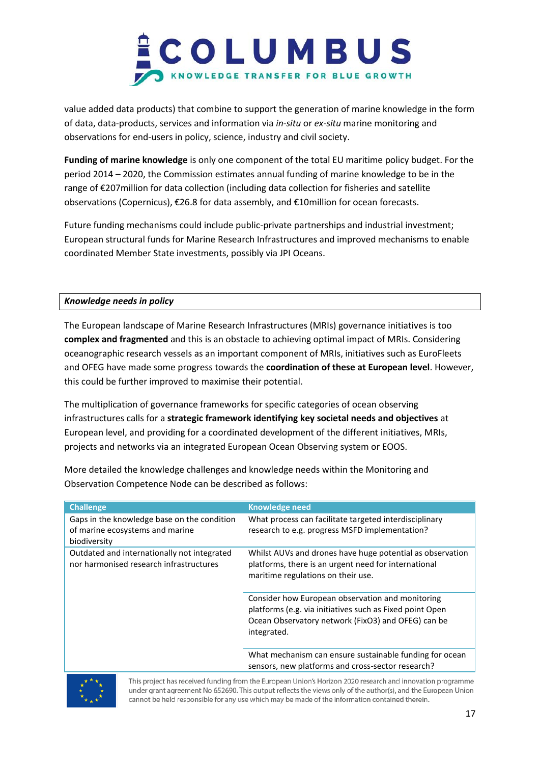value added data products) that combine to support the generation of marine knowledge in the form of data, data-products, services and information via *in-situ* or *ex-situ* marine monitoring and observations for end-users in policy, science, industry and civil society.

**Funding of marine knowledge** is only one component of the total EU maritime policy budget. For the period 2014 – 2020, the Commission estimates annual funding of marine knowledge to be in the range of €207million for data collection (including data collection for fisheries and satellite observations (Copernicus), €26.8 for data assembly, and €10million for ocean forecasts.

Future funding mechanisms could include public-private partnerships and industrial investment; European structural funds for Marine Research Infrastructures and improved mechanisms to enable coordinated Member State investments, possibly via JPI Oceans.

***Knowledge needs in policy***

The European landscape of Marine Research Infrastructures (MRIs) governance initiatives is too **complex and fragmented** and this is an obstacle to achieving optimal impact of MRIs. Considering oceanographic research vessels as an important component of MRIs, initiatives such as EuroFleets and OFEG have made some progress towards the **coordination of these at European level**. However, this could be further improved to maximise their potential.

The multiplication of governance frameworks for specific categories of ocean observing infrastructures calls for a **strategic framework identifying key societal needs and objectives** at European level, and providing for a coordinated development of the different initiatives, MRIs, projects and networks via an integrated European Ocean Observing system or EOOS.

More detailed the knowledge challenges and knowledge needs within the Monitoring and Observation Competence Node can be described as follows:

| Challenge | Knowledge need |
|---|---|
| Gaps in the knowledge base on the condition of marine ecosystems and marine biodiversity | What process can facilitate targeted interdisciplinary research to e.g. progress MSFD implementation? |
| Outdated and internationally not integrated nor harmonised research infrastructures | Whilst AUVs and drones have huge potential as observation platforms, there is an urgent need for international maritime regulations on their use. |
| | Consider how European observation and monitoring platforms (e.g. via initiatives such as Fixed point Open Ocean Observatory network (FixO3) and OFEG) can be integrated. |
| | What mechanism can ensure sustainable funding for ocean sensors, new platforms and cross-sector research? |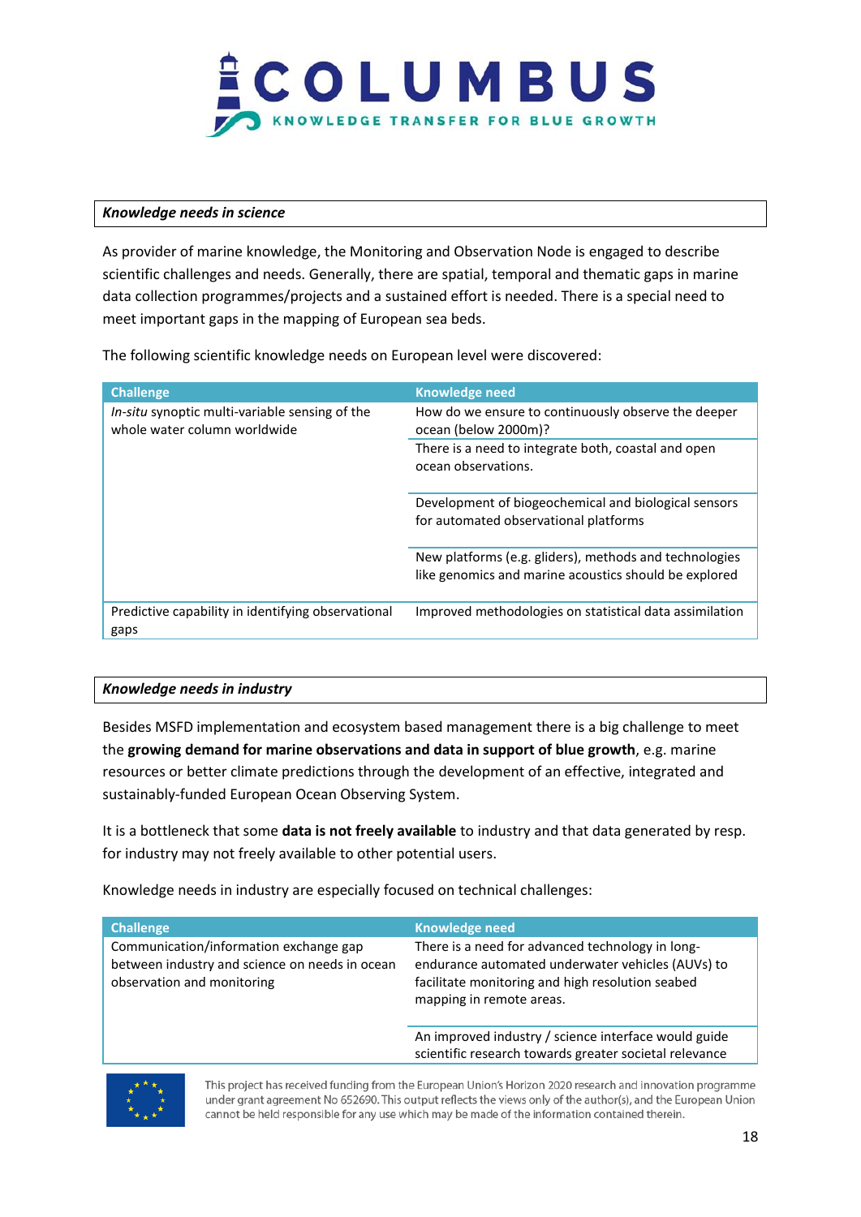**_Knowledge needs in science_**

As provider of marine knowledge, the Monitoring and Observation Node is engaged to describe scientific challenges and needs. Generally, there are spatial, temporal and thematic gaps in marine data collection programmes/projects and a sustained effort is needed. There is a special need to meet important gaps in the mapping of European sea beds.

The following scientific knowledge needs on European level were discovered:

| Challenge | Knowledge need |
|---|---|
| *In-situ* synoptic multi-variable sensing of the whole water column worldwide | How do we ensure to continuously observe the deeper ocean (below 2000m)? |
| | There is a need to integrate both, coastal and open ocean observations. |
| | Development of biogeochemical and biological sensors for automated observational platforms |
| | New platforms (e.g. gliders), methods and technologies like genomics and marine acoustics should be explored |
| Predictive capability in identifying observational gaps | Improved methodologies on statistical data assimilation |

**_Knowledge needs in industry_**

Besides MSFD implementation and ecosystem based management there is a big challenge to meet the **growing demand for marine observations and data in support of blue growth**, e.g. marine resources or better climate predictions through the development of an effective, integrated and sustainably-funded European Ocean Observing System.

It is a bottleneck that some **data is not freely available** to industry and that data generated by resp. for industry may not freely available to other potential users.

Knowledge needs in industry are especially focused on technical challenges:

| Challenge | Knowledge need |
|---|---|
| Communication/information exchange gap between industry and science on needs in ocean observation and monitoring | There is a need for advanced technology in long-endurance automated underwater vehicles (AUVs) to facilitate monitoring and high resolution seabed mapping in remote areas. |
| | An improved industry / science interface would guide scientific research towards greater societal relevance |

This project has received funding from the European Union's Horizon 2020 research and innovation programme under grant agreement No 652690. This output reflects the views only of the author(s), and the European Union cannot be held responsible for any use which may be made of the information contained therein.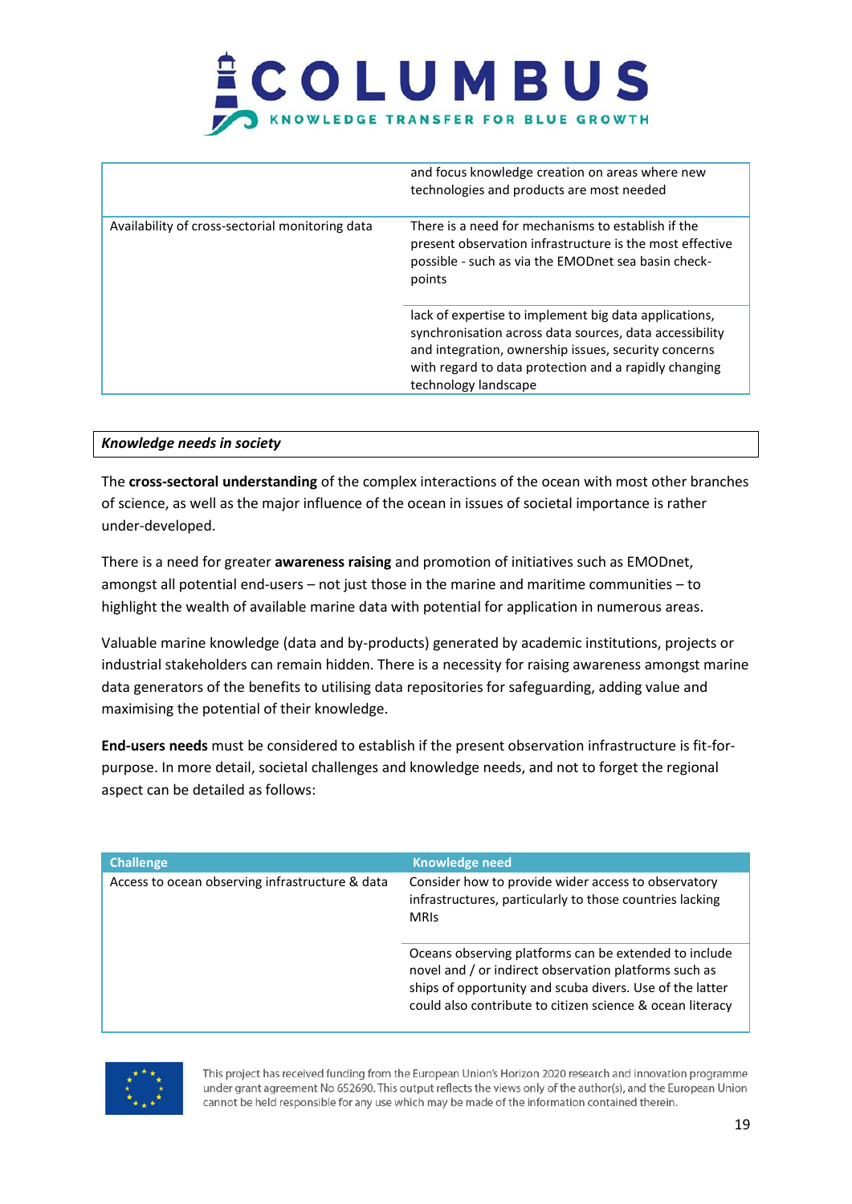|   |   |
|---|---|
|   | and focus knowledge creation on areas where new technologies and products are most needed |
| Availability of cross-sectorial monitoring data | There is a need for mechanisms to establish if the present observation infrastructure is the most effective possible - such as via the EMODnet sea basin check-points |
|   | lack of expertise to implement big data applications, synchronisation across data sources, data accessibility and integration, ownership issues, security concerns with regard to data protection and a rapidly changing technology landscape |

***Knowledge needs in society***

The **cross-sectoral understanding** of the complex interactions of the ocean with most other branches of science, as well as the major influence of the ocean in issues of societal importance is rather under-developed.

There is a need for greater **awareness raising** and promotion of initiatives such as EMODnet, amongst all potential end-users – not just those in the marine and maritime communities – to highlight the wealth of available marine data with potential for application in numerous areas.

Valuable marine knowledge (data and by-products) generated by academic institutions, projects or industrial stakeholders can remain hidden. There is a necessity for raising awareness amongst marine data generators of the benefits to utilising data repositories for safeguarding, adding value and maximising the potential of their knowledge.

**End-users needs** must be considered to establish if the present observation infrastructure is fit-for-purpose. In more detail, societal challenges and knowledge needs, and not to forget the regional aspect can be detailed as follows:

| Challenge | Knowledge need |
|---|---|
| Access to ocean observing infrastructure & data | Consider how to provide wider access to observatory infrastructures, particularly to those countries lacking MRIs |
|   | Oceans observing platforms can be extended to include novel and / or indirect observation platforms such as ships of opportunity and scuba divers. Use of the latter could also contribute to citizen science & ocean literacy |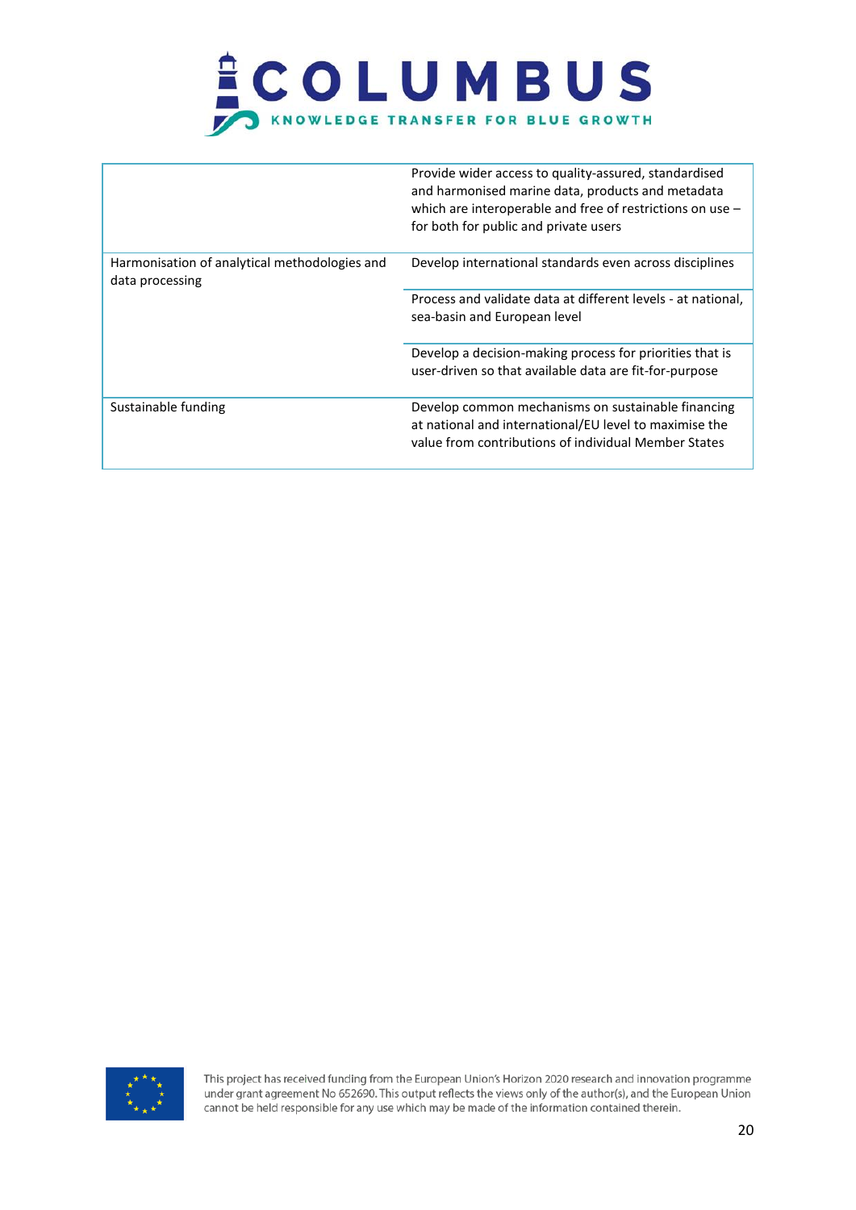| | |
|---|---|
| | Provide wider access to quality-assured, standardised and harmonised marine data, products and metadata which are interoperable and free of restrictions on use – for both for public and private users |
| Harmonisation of analytical methodologies and data processing | Develop international standards even across disciplines |
| | Process and validate data at different levels - at national, sea-basin and European level |
| | Develop a decision-making process for priorities that is user-driven so that available data are fit-for-purpose |
| Sustainable funding | Develop common mechanisms on sustainable financing at national and international/EU level to maximise the value from contributions of individual Member States |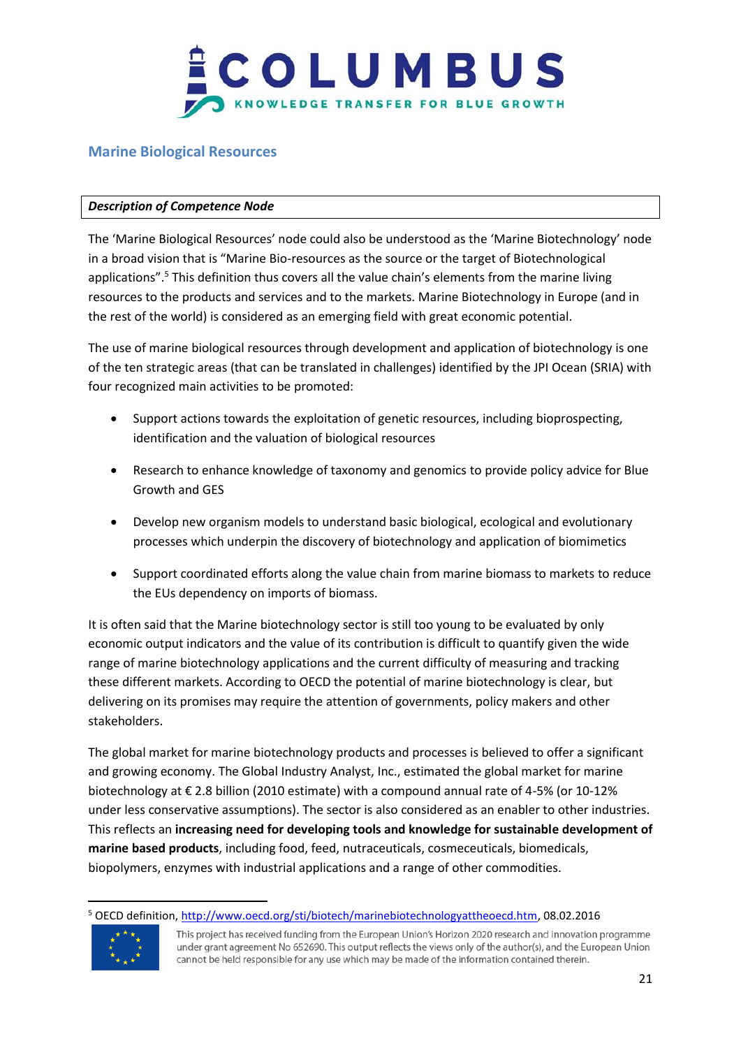## Marine Biological Resources

| *Description of Competence Node* |
| --- |

The 'Marine Biological Resources' node could also be understood as the 'Marine Biotechnology' node in a broad vision that is "Marine Bio-resources as the source or the target of Biotechnological applications".[5] This definition thus covers all the value chain's elements from the marine living resources to the products and services and to the markets. Marine Biotechnology in Europe (and in the rest of the world) is considered as an emerging field with great economic potential.

The use of marine biological resources through development and application of biotechnology is one of the ten strategic areas (that can be translated in challenges) identified by the JPI Ocean (SRIA) with four recognized main activities to be promoted:

- Support actions towards the exploitation of genetic resources, including bioprospecting, identification and the valuation of biological resources
- Research to enhance knowledge of taxonomy and genomics to provide policy advice for Blue Growth and GES
- Develop new organism models to understand basic biological, ecological and evolutionary processes which underpin the discovery of biotechnology and application of biomimetics
- Support coordinated efforts along the value chain from marine biomass to markets to reduce the EUs dependency on imports of biomass.

It is often said that the Marine biotechnology sector is still too young to be evaluated by only economic output indicators and the value of its contribution is difficult to quantify given the wide range of marine biotechnology applications and the current difficulty of measuring and tracking these different markets. According to OECD the potential of marine biotechnology is clear, but delivering on its promises may require the attention of governments, policy makers and other stakeholders.

The global market for marine biotechnology products and processes is believed to offer a significant and growing economy. The Global Industry Analyst, Inc., estimated the global market for marine biotechnology at € 2.8 billion (2010 estimate) with a compound annual rate of 4-5% (or 10-12% under less conservative assumptions). The sector is also considered as an enabler to other industries. This reflects an **increasing need for developing tools and knowledge for sustainable development of marine based products**, including food, feed, nutraceuticals, cosmeceuticals, biomedicals, biopolymers, enzymes with industrial applications and a range of other commodities.

[5] OECD definition, http://www.oecd.org/sti/biotech/marinebiotechnologyattheoecd.htm, 08.02.2016

This project has received funding from the European Union's Horizon 2020 research and innovation programme under grant agreement No 652690. This output reflects the views only of the author(s), and the European Union cannot be held responsible for any use which may be made of the information contained therein.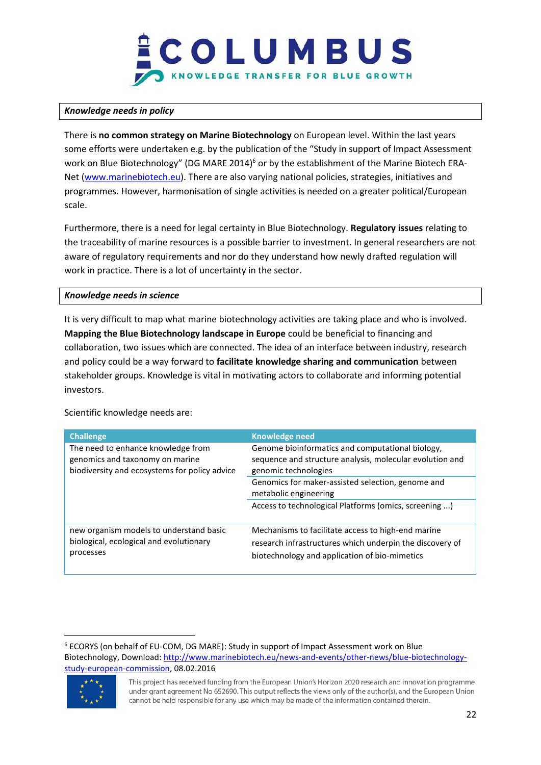***Knowledge needs in policy***

There is **no common strategy on Marine Biotechnology** on European level. Within the last years some efforts were undertaken e.g. by the publication of the "Study in support of Impact Assessment work on Blue Biotechnology" (DG MARE 2014)[6] or by the establishment of the Marine Biotech ERA-Net (www.marinebiotech.eu). There are also varying national policies, strategies, initiatives and programmes. However, harmonisation of single activities is needed on a greater political/European scale.

Furthermore, there is a need for legal certainty in Blue Biotechnology. **Regulatory issues** relating to the traceability of marine resources is a possible barrier to investment. In general researchers are not aware of regulatory requirements and nor do they understand how newly drafted regulation will work in practice. There is a lot of uncertainty in the sector.

***Knowledge needs in science***

It is very difficult to map what marine biotechnology activities are taking place and who is involved. **Mapping the Blue Biotechnology landscape in Europe** could be beneficial to financing and collaboration, two issues which are connected. The idea of an interface between industry, research and policy could be a way forward to **facilitate knowledge sharing and communication** between stakeholder groups. Knowledge is vital in motivating actors to collaborate and informing potential investors.

Scientific knowledge needs are:

| Challenge | Knowledge need |
|---|---|
| The need to enhance knowledge from genomics and taxonomy on marine biodiversity and ecosystems for policy advice | Genome bioinformatics and computational biology, sequence and structure analysis, molecular evolution and genomic technologies |
| | Genomics for maker-assisted selection, genome and metabolic engineering |
| | Access to technological Platforms (omics, screening ...) |
| new organism models to understand basic biological, ecological and evolutionary processes | Mechanisms to facilitate access to high-end marine research infrastructures which underpin the discovery of biotechnology and application of bio-mimetics |

[6] ECORYS (on behalf of EU-COM, DG MARE): Study in support of Impact Assessment work on Blue Biotechnology, Download: http://www.marinebiotech.eu/news-and-events/other-news/blue-biotechnology-study-european-commission, 08.02.2016

This project has received funding from the European Union's Horizon 2020 research and innovation programme under grant agreement No 652690. This output reflects the views only of the author(s), and the European Union cannot be held responsible for any use which may be made of the information contained therein.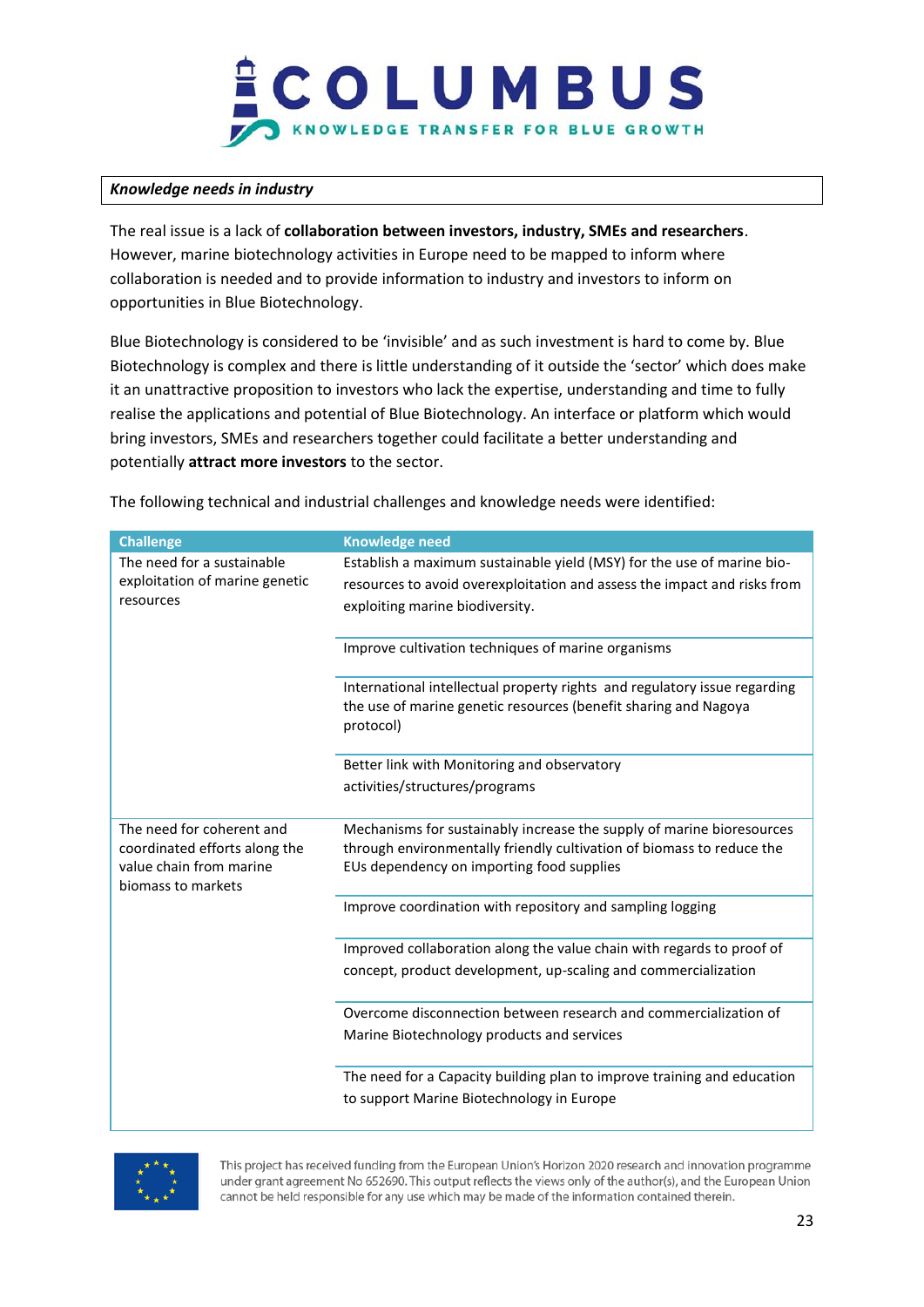***Knowledge needs in industry***

The real issue is a lack of **collaboration between investors, industry, SMEs and researchers**. However, marine biotechnology activities in Europe need to be mapped to inform where collaboration is needed and to provide information to industry and investors to inform on opportunities in Blue Biotechnology.

Blue Biotechnology is considered to be 'invisible' and as such investment is hard to come by. Blue Biotechnology is complex and there is little understanding of it outside the 'sector' which does make it an unattractive proposition to investors who lack the expertise, understanding and time to fully realise the applications and potential of Blue Biotechnology. An interface or platform which would bring investors, SMEs and researchers together could facilitate a better understanding and potentially **attract more investors** to the sector.

The following technical and industrial challenges and knowledge needs were identified:

| Challenge | Knowledge need |
|---|---|
| The need for a sustainable exploitation of marine genetic resources | Establish a maximum sustainable yield (MSY) for the use of marine bio-resources to avoid overexploitation and assess the impact and risks from exploiting marine biodiversity. |
| | Improve cultivation techniques of marine organisms |
| | International intellectual property rights and regulatory issue regarding the use of marine genetic resources (benefit sharing and Nagoya protocol) |
| | Better link with Monitoring and observatory activities/structures/programs |
| The need for coherent and coordinated efforts along the value chain from marine biomass to markets | Mechanisms for sustainably increase the supply of marine bioresources through environmentally friendly cultivation of biomass to reduce the EUs dependency on importing food supplies |
| | Improve coordination with repository and sampling logging |
| | Improved collaboration along the value chain with regards to proof of concept, product development, up-scaling and commercialization |
| | Overcome disconnection between research and commercialization of Marine Biotechnology products and services |
| | The need for a Capacity building plan to improve training and education to support Marine Biotechnology in Europe |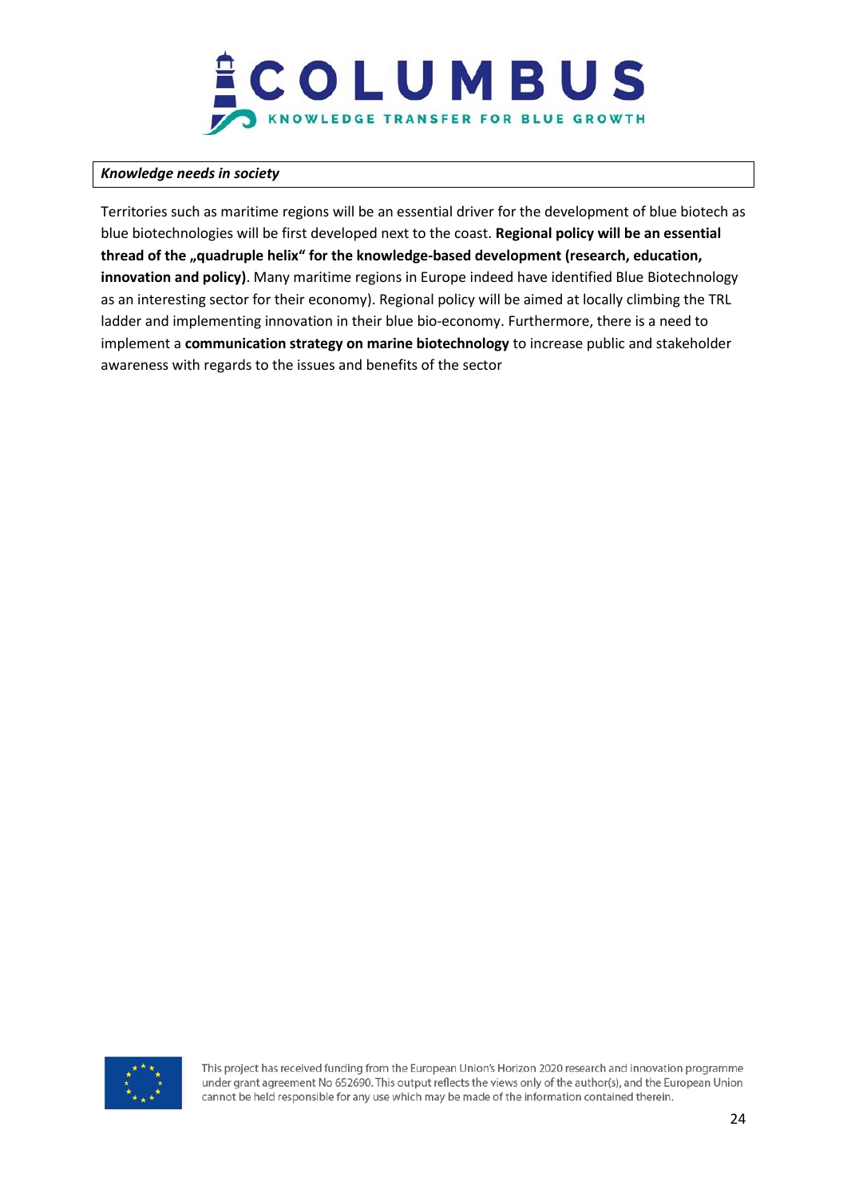***Knowledge needs in society***

Territories such as maritime regions will be an essential driver for the development of blue biotech as blue biotechnologies will be first developed next to the coast. **Regional policy will be an essential thread of the „quadruple helix" for the knowledge-based development (research, education, innovation and policy)**. Many maritime regions in Europe indeed have identified Blue Biotechnology as an interesting sector for their economy). Regional policy will be aimed at locally climbing the TRL ladder and implementing innovation in their blue bio-economy. Furthermore, there is a need to implement a **communication strategy on marine biotechnology** to increase public and stakeholder awareness with regards to the issues and benefits of the sector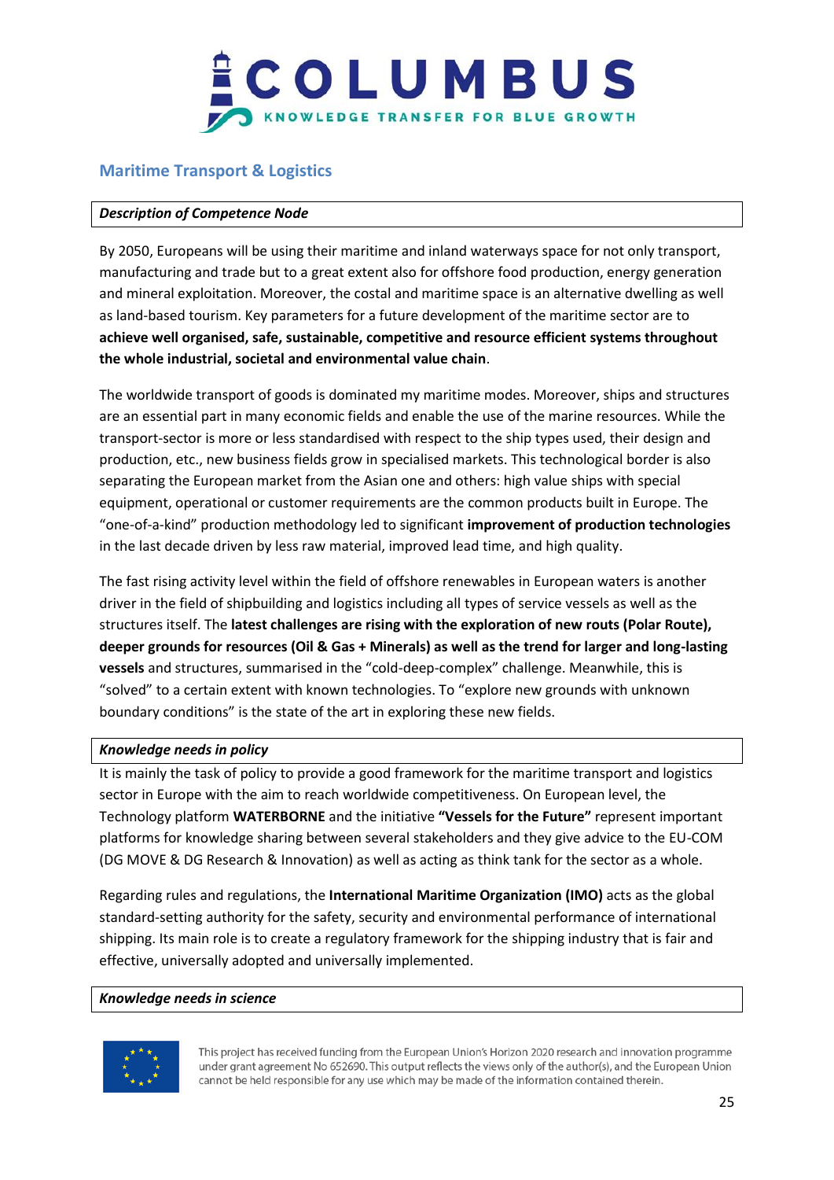## Maritime Transport & Logistics

***Description of Competence Node***

By 2050, Europeans will be using their maritime and inland waterways space for not only transport, manufacturing and trade but to a great extent also for offshore food production, energy generation and mineral exploitation. Moreover, the costal and maritime space is an alternative dwelling as well as land-based tourism. Key parameters for a future development of the maritime sector are to **achieve well organised, safe, sustainable, competitive and resource efficient systems throughout the whole industrial, societal and environmental value chain**.

The worldwide transport of goods is dominated my maritime modes. Moreover, ships and structures are an essential part in many economic fields and enable the use of the marine resources. While the transport-sector is more or less standardised with respect to the ship types used, their design and production, etc., new business fields grow in specialised markets. This technological border is also separating the European market from the Asian one and others: high value ships with special equipment, operational or customer requirements are the common products built in Europe. The "one-of-a-kind" production methodology led to significant **improvement of production technologies** in the last decade driven by less raw material, improved lead time, and high quality.

The fast rising activity level within the field of offshore renewables in European waters is another driver in the field of shipbuilding and logistics including all types of service vessels as well as the structures itself. The **latest challenges are rising with the exploration of new routs (Polar Route), deeper grounds for resources (Oil & Gas + Minerals) as well as the trend for larger and long-lasting vessels** and structures, summarised in the "cold-deep-complex" challenge. Meanwhile, this is "solved" to a certain extent with known technologies. To "explore new grounds with unknown boundary conditions" is the state of the art in exploring these new fields.

***Knowledge needs in policy***

It is mainly the task of policy to provide a good framework for the maritime transport and logistics sector in Europe with the aim to reach worldwide competitiveness. On European level, the Technology platform **WATERBORNE** and the initiative **"Vessels for the Future"** represent important platforms for knowledge sharing between several stakeholders and they give advice to the EU-COM (DG MOVE & DG Research & Innovation) as well as acting as think tank for the sector as a whole.

Regarding rules and regulations, the **International Maritime Organization (IMO)** acts as the global standard-setting authority for the safety, security and environmental performance of international shipping. Its main role is to create a regulatory framework for the shipping industry that is fair and effective, universally adopted and universally implemented.

***Knowledge needs in science***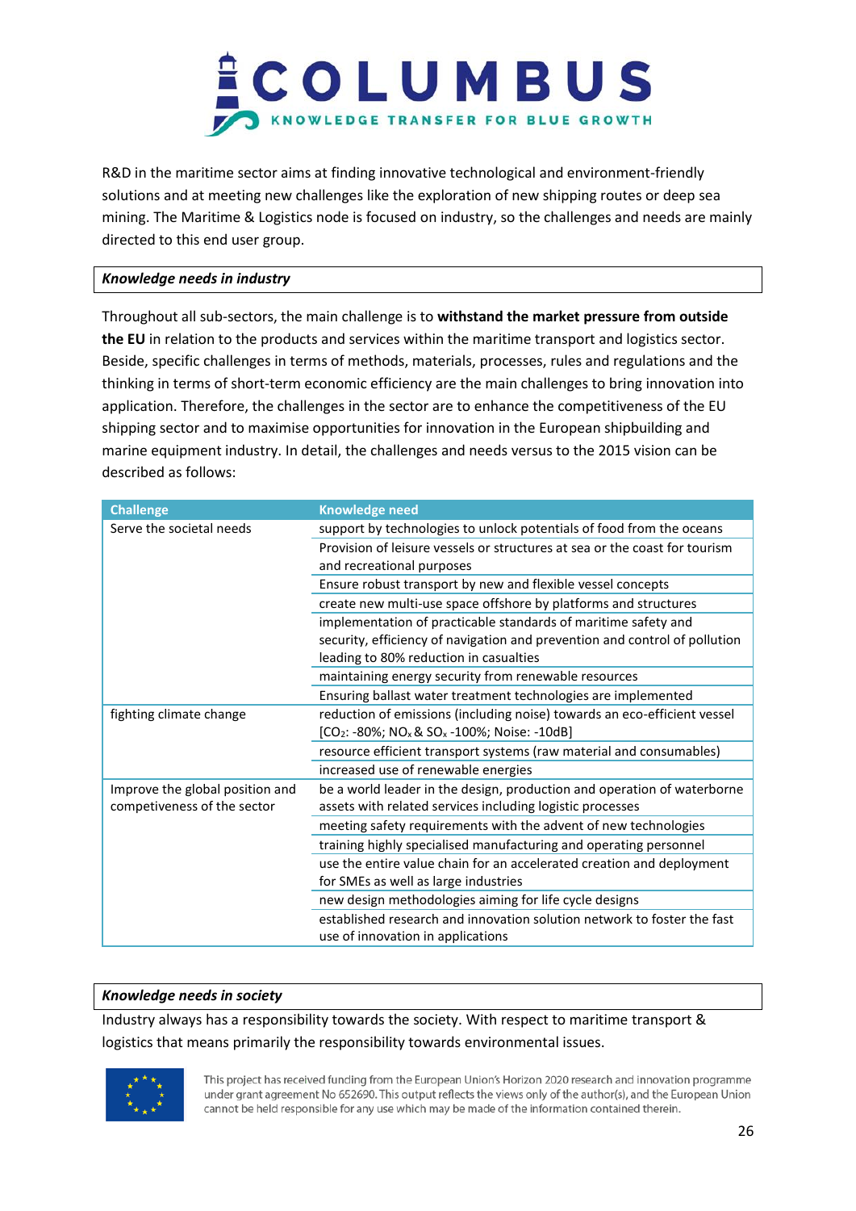R&D in the maritime sector aims at finding innovative technological and environment-friendly solutions and at meeting new challenges like the exploration of new shipping routes or deep sea mining. The Maritime & Logistics node is focused on industry, so the challenges and needs are mainly directed to this end user group.

***Knowledge needs in industry***

Throughout all sub-sectors, the main challenge is to **withstand the market pressure from outside the EU** in relation to the products and services within the maritime transport and logistics sector. Beside, specific challenges in terms of methods, materials, processes, rules and regulations and the thinking in terms of short-term economic efficiency are the main challenges to bring innovation into application. Therefore, the challenges in the sector are to enhance the competitiveness of the EU shipping sector and to maximise opportunities for innovation in the European shipbuilding and marine equipment industry. In detail, the challenges and needs versus to the 2015 vision can be described as follows:

| Challenge | Knowledge need |
|---|---|
| Serve the societal needs | support by technologies to unlock potentials of food from the oceans |
| | Provision of leisure vessels or structures at sea or the coast for tourism and recreational purposes |
| | Ensure robust transport by new and flexible vessel concepts |
| | create new multi-use space offshore by platforms and structures |
| | implementation of practicable standards of maritime safety and security, efficiency of navigation and prevention and control of pollution leading to 80% reduction in casualties |
| | maintaining energy security from renewable resources |
| | Ensuring ballast water treatment technologies are implemented |
| fighting climate change | reduction of emissions (including noise) towards an eco-efficient vessel [$CO_2$: -80%; $NO_x$ & $SO_x$ -100%; Noise: -10dB] |
| | resource efficient transport systems (raw material and consumables) |
| | increased use of renewable energies |
| Improve the global position and competiveness of the sector | be a world leader in the design, production and operation of waterborne assets with related services including logistic processes |
| | meeting safety requirements with the advent of new technologies |
| | training highly specialised manufacturing and operating personnel |
| | use the entire value chain for an accelerated creation and deployment for SMEs as well as large industries |
| | new design methodologies aiming for life cycle designs |
| | established research and innovation solution network to foster the fast use of innovation in applications |

***Knowledge needs in society***

Industry always has a responsibility towards the society. With respect to maritime transport & logistics that means primarily the responsibility towards environmental issues.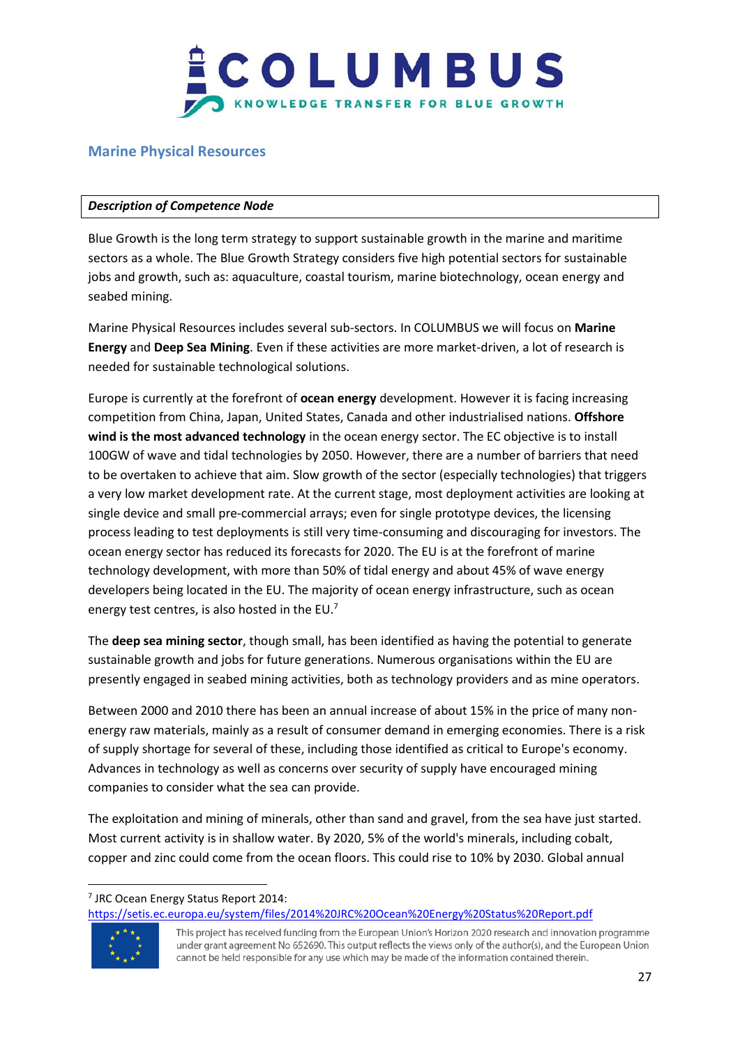## Marine Physical Resources

| *Description of Competence Node* |
| --- |

Blue Growth is the long term strategy to support sustainable growth in the marine and maritime sectors as a whole. The Blue Growth Strategy considers five high potential sectors for sustainable jobs and growth, such as: aquaculture, coastal tourism, marine biotechnology, ocean energy and seabed mining.

Marine Physical Resources includes several sub-sectors. In COLUMBUS we will focus on **Marine Energy** and **Deep Sea Mining**. Even if these activities are more market-driven, a lot of research is needed for sustainable technological solutions.

Europe is currently at the forefront of **ocean energy** development. However it is facing increasing competition from China, Japan, United States, Canada and other industrialised nations. **Offshore wind is the most advanced technology** in the ocean energy sector. The EC objective is to install 100GW of wave and tidal technologies by 2050. However, there are a number of barriers that need to be overtaken to achieve that aim. Slow growth of the sector (especially technologies) that triggers a very low market development rate. At the current stage, most deployment activities are looking at single device and small pre-commercial arrays; even for single prototype devices, the licensing process leading to test deployments is still very time-consuming and discouraging for investors. The ocean energy sector has reduced its forecasts for 2020. The EU is at the forefront of marine technology development, with more than 50% of tidal energy and about 45% of wave energy developers being located in the EU. The majority of ocean energy infrastructure, such as ocean energy test centres, is also hosted in the EU.[7]

The **deep sea mining sector**, though small, has been identified as having the potential to generate sustainable growth and jobs for future generations. Numerous organisations within the EU are presently engaged in seabed mining activities, both as technology providers and as mine operators.

Between 2000 and 2010 there has been an annual increase of about 15% in the price of many non-energy raw materials, mainly as a result of consumer demand in emerging economies. There is a risk of supply shortage for several of these, including those identified as critical to Europe's economy. Advances in technology as well as concerns over security of supply have encouraged mining companies to consider what the sea can provide.

The exploitation and mining of minerals, other than sand and gravel, from the sea have just started. Most current activity is in shallow water. By 2020, 5% of the world's minerals, including cobalt, copper and zinc could come from the ocean floors. This could rise to 10% by 2030. Global annual

[7] JRC Ocean Energy Status Report 2014: https://setis.ec.europa.eu/system/files/2014%20JRC%20Ocean%20Energy%20Status%20Report.pdf

This project has received funding from the European Union's Horizon 2020 research and innovation programme under grant agreement No 652690. This output reflects the views only of the author(s), and the European Union cannot be held responsible for any use which may be made of the information contained therein.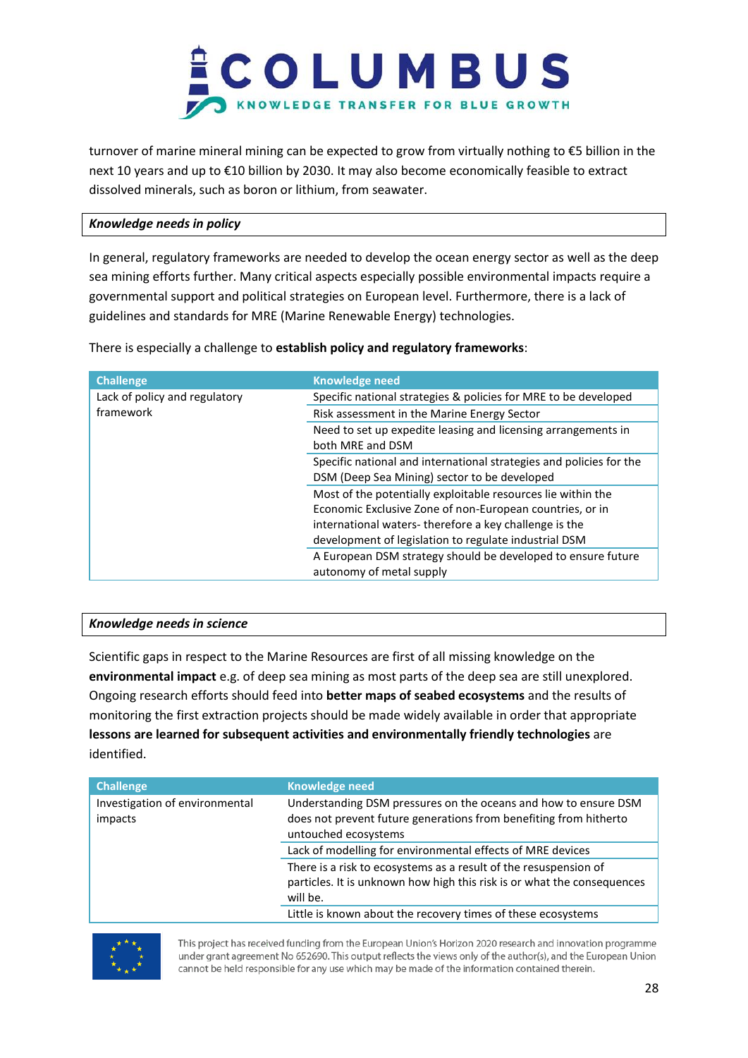turnover of marine mineral mining can be expected to grow from virtually nothing to €5 billion in the next 10 years and up to €10 billion by 2030. It may also become economically feasible to extract dissolved minerals, such as boron or lithium, from seawater.

***Knowledge needs in policy***

In general, regulatory frameworks are needed to develop the ocean energy sector as well as the deep sea mining efforts further. Many critical aspects especially possible environmental impacts require a governmental support and political strategies on European level. Furthermore, there is a lack of guidelines and standards for MRE (Marine Renewable Energy) technologies.

There is especially a challenge to **establish policy and regulatory frameworks**:

| Challenge | Knowledge need |
|---|---|
| Lack of policy and regulatory framework | Specific national strategies & policies for MRE to be developed |
| | Risk assessment in the Marine Energy Sector |
| | Need to set up expedite leasing and licensing arrangements in both MRE and DSM |
| | Specific national and international strategies and policies for the DSM (Deep Sea Mining) sector to be developed |
| | Most of the potentially exploitable resources lie within the Economic Exclusive Zone of non-European countries, or in international waters- therefore a key challenge is the development of legislation to regulate industrial DSM |
| | A European DSM strategy should be developed to ensure future autonomy of metal supply |

***Knowledge needs in science***

Scientific gaps in respect to the Marine Resources are first of all missing knowledge on the **environmental impact** e.g. of deep sea mining as most parts of the deep sea are still unexplored. Ongoing research efforts should feed into **better maps of seabed ecosystems** and the results of monitoring the first extraction projects should be made widely available in order that appropriate **lessons are learned for subsequent activities and environmentally friendly technologies** are identified.

| Challenge | Knowledge need |
|---|---|
| Investigation of environmental impacts | Understanding DSM pressures on the oceans and how to ensure DSM does not prevent future generations from benefiting from hitherto untouched ecosystems |
| | Lack of modelling for environmental effects of MRE devices |
| | There is a risk to ecosystems as a result of the resuspension of particles. It is unknown how high this risk is or what the consequences will be. |
| | Little is known about the recovery times of these ecosystems |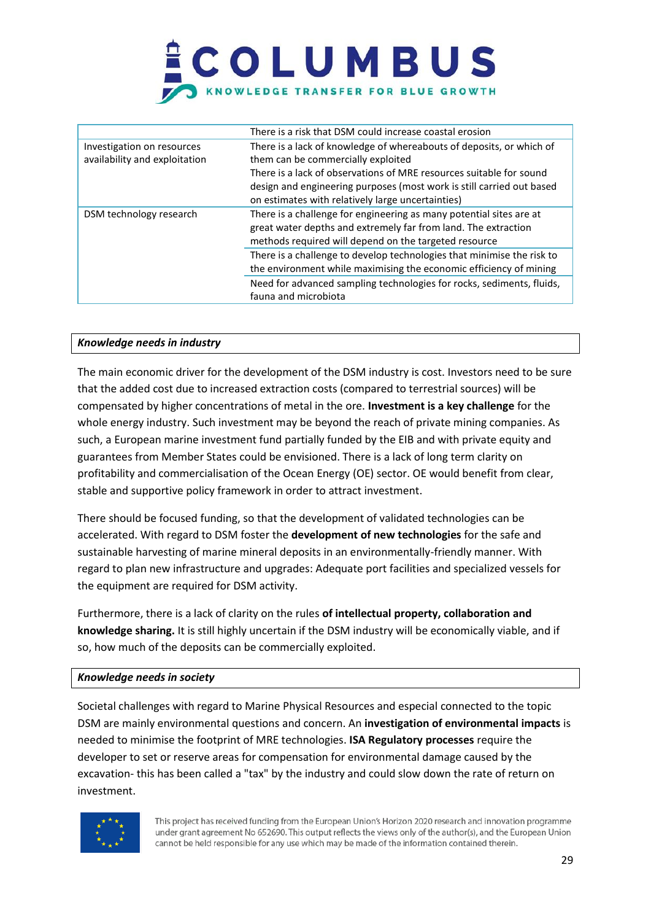| | |
|---|---|
| | There is a risk that DSM could increase coastal erosion |
| Investigation on resources availability and exploitation | There is a lack of knowledge of whereabouts of deposits, or which of them can be commercially exploited<br>There is a lack of observations of MRE resources suitable for sound design and engineering purposes (most work is still carried out based on estimates with relatively large uncertainties) |
| DSM technology research | There is a challenge for engineering as many potential sites are at great water depths and extremely far from land. The extraction methods required will depend on the targeted resource |
| | There is a challenge to develop technologies that minimise the risk to the environment while maximising the economic efficiency of mining |
| | Need for advanced sampling technologies for rocks, sediments, fluids, fauna and microbiota |

***Knowledge needs in industry***

The main economic driver for the development of the DSM industry is cost. Investors need to be sure that the added cost due to increased extraction costs (compared to terrestrial sources) will be compensated by higher concentrations of metal in the ore. **Investment is a key challenge** for the whole energy industry. Such investment may be beyond the reach of private mining companies. As such, a European marine investment fund partially funded by the EIB and with private equity and guarantees from Member States could be envisioned. There is a lack of long term clarity on profitability and commercialisation of the Ocean Energy (OE) sector. OE would benefit from clear, stable and supportive policy framework in order to attract investment.

There should be focused funding, so that the development of validated technologies can be accelerated. With regard to DSM foster the **development of new technologies** for the safe and sustainable harvesting of marine mineral deposits in an environmentally-friendly manner. With regard to plan new infrastructure and upgrades: Adequate port facilities and specialized vessels for the equipment are required for DSM activity.

Furthermore, there is a lack of clarity on the rules **of intellectual property, collaboration and knowledge sharing.** It is still highly uncertain if the DSM industry will be economically viable, and if so, how much of the deposits can be commercially exploited.

***Knowledge needs in society***

Societal challenges with regard to Marine Physical Resources and especial connected to the topic DSM are mainly environmental questions and concern. An **investigation of environmental impacts** is needed to minimise the footprint of MRE technologies. **ISA Regulatory processes** require the developer to set or reserve areas for compensation for environmental damage caused by the excavation- this has been called a "tax" by the industry and could slow down the rate of return on investment.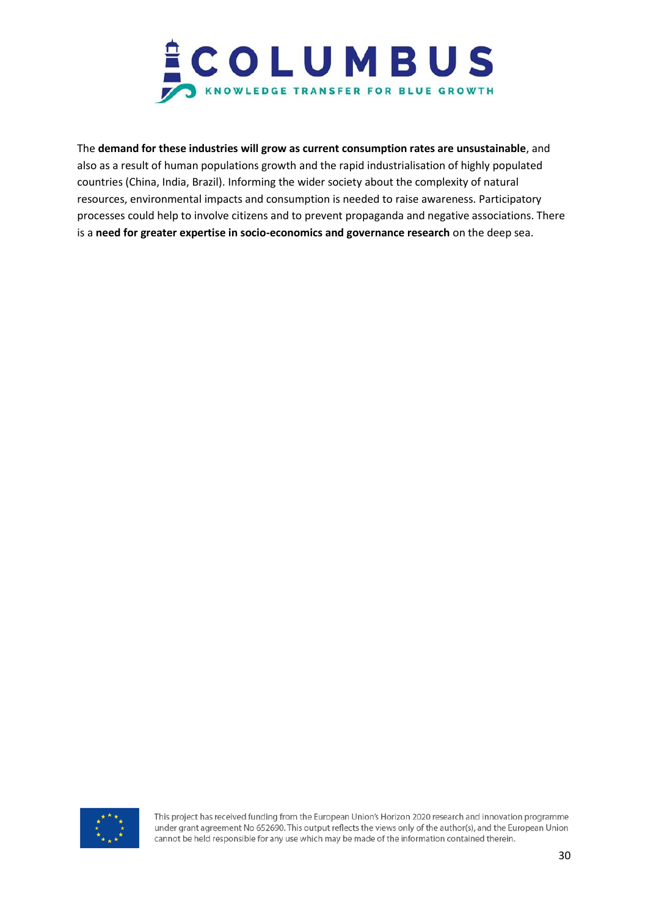The **demand for these industries will grow as current consumption rates are unsustainable**, and also as a result of human populations growth and the rapid industrialisation of highly populated countries (China, India, Brazil). Informing the wider society about the complexity of natural resources, environmental impacts and consumption is needed to raise awareness. Participatory processes could help to involve citizens and to prevent propaganda and negative associations. There is a **need for greater expertise in socio-economics and governance research** on the deep sea.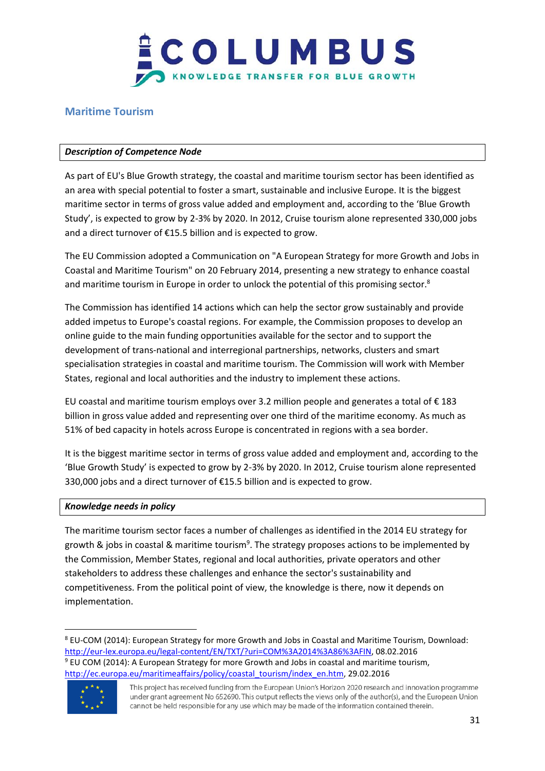## Maritime Tourism

***Description of Competence Node***

As part of EU's Blue Growth strategy, the coastal and maritime tourism sector has been identified as an area with special potential to foster a smart, sustainable and inclusive Europe. It is the biggest maritime sector in terms of gross value added and employment and, according to the 'Blue Growth Study', is expected to grow by 2-3% by 2020. In 2012, Cruise tourism alone represented 330,000 jobs and a direct turnover of €15.5 billion and is expected to grow.

The EU Commission adopted a Communication on "A European Strategy for more Growth and Jobs in Coastal and Maritime Tourism" on 20 February 2014, presenting a new strategy to enhance coastal and maritime tourism in Europe in order to unlock the potential of this promising sector.[8]

The Commission has identified 14 actions which can help the sector grow sustainably and provide added impetus to Europe's coastal regions. For example, the Commission proposes to develop an online guide to the main funding opportunities available for the sector and to support the development of trans-national and interregional partnerships, networks, clusters and smart specialisation strategies in coastal and maritime tourism. The Commission will work with Member States, regional and local authorities and the industry to implement these actions.

EU coastal and maritime tourism employs over 3.2 million people and generates a total of € 183 billion in gross value added and representing over one third of the maritime economy. As much as 51% of bed capacity in hotels across Europe is concentrated in regions with a sea border.

It is the biggest maritime sector in terms of gross value added and employment and, according to the 'Blue Growth Study' is expected to grow by 2-3% by 2020. In 2012, Cruise tourism alone represented 330,000 jobs and a direct turnover of €15.5 billion and is expected to grow.

***Knowledge needs in policy***

The maritime tourism sector faces a number of challenges as identified in the 2014 EU strategy for growth & jobs in coastal & maritime tourism[9]. The strategy proposes actions to be implemented by the Commission, Member States, regional and local authorities, private operators and other stakeholders to address these challenges and enhance the sector's sustainability and competitiveness. From the political point of view, the knowledge is there, now it depends on implementation.

---

[8] EU-COM (2014): European Strategy for more Growth and Jobs in Coastal and Maritime Tourism, Download: http://eur-lex.europa.eu/legal-content/EN/TXT/?uri=COM%3A2014%3A86%3AFIN, 08.02.2016

[9] EU COM (2014): A European Strategy for more Growth and Jobs in coastal and maritime tourism, http://ec.europa.eu/maritimeaffairs/policy/coastal_tourism/index_en.htm, 29.02.2016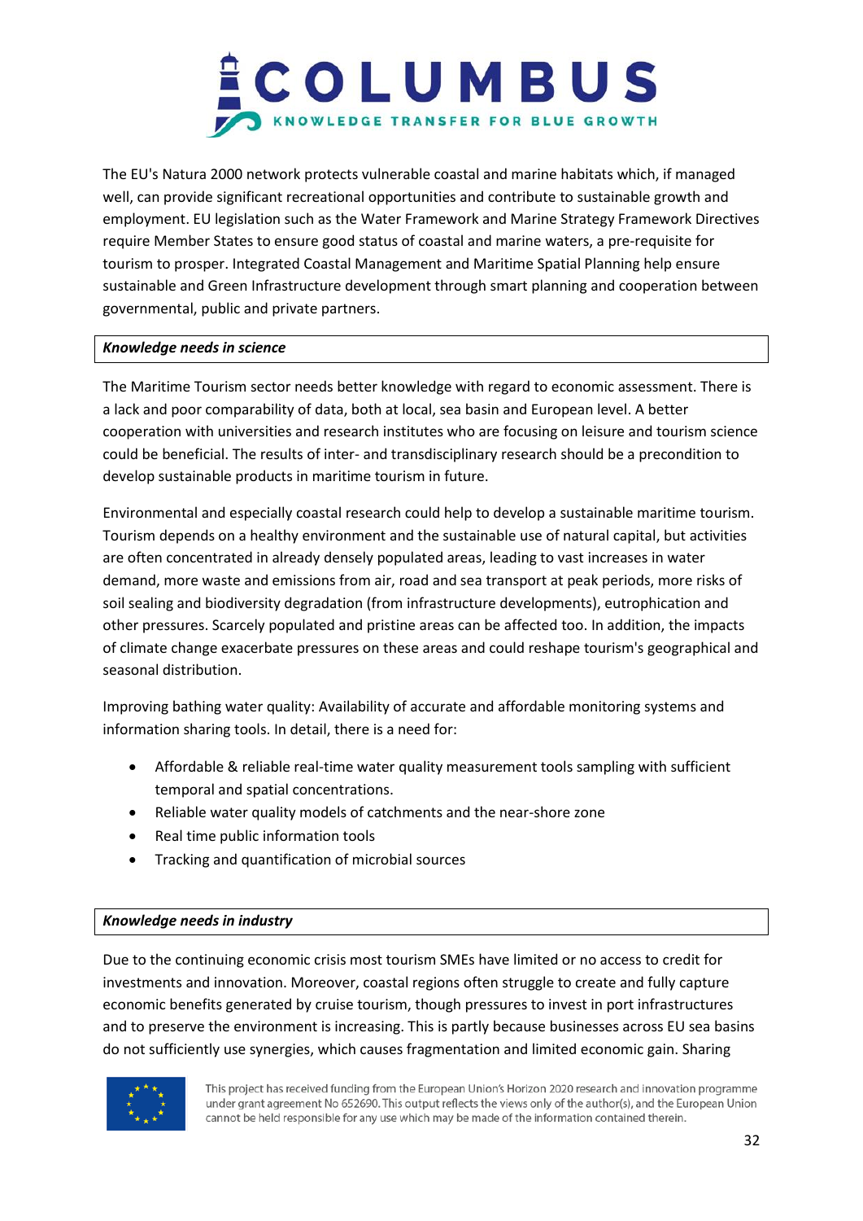The EU's Natura 2000 network protects vulnerable coastal and marine habitats which, if managed well, can provide significant recreational opportunities and contribute to sustainable growth and employment. EU legislation such as the Water Framework and Marine Strategy Framework Directives require Member States to ensure good status of coastal and marine waters, a pre-requisite for tourism to prosper. Integrated Coastal Management and Maritime Spatial Planning help ensure sustainable and Green Infrastructure development through smart planning and cooperation between governmental, public and private partners.

***Knowledge needs in science***

The Maritime Tourism sector needs better knowledge with regard to economic assessment. There is a lack and poor comparability of data, both at local, sea basin and European level. A better cooperation with universities and research institutes who are focusing on leisure and tourism science could be beneficial. The results of inter- and transdisciplinary research should be a precondition to develop sustainable products in maritime tourism in future.

Environmental and especially coastal research could help to develop a sustainable maritime tourism. Tourism depends on a healthy environment and the sustainable use of natural capital, but activities are often concentrated in already densely populated areas, leading to vast increases in water demand, more waste and emissions from air, road and sea transport at peak periods, more risks of soil sealing and biodiversity degradation (from infrastructure developments), eutrophication and other pressures. Scarcely populated and pristine areas can be affected too. In addition, the impacts of climate change exacerbate pressures on these areas and could reshape tourism's geographical and seasonal distribution.

Improving bathing water quality: Availability of accurate and affordable monitoring systems and information sharing tools. In detail, there is a need for:

- Affordable & reliable real-time water quality measurement tools sampling with sufficient temporal and spatial concentrations.
- Reliable water quality models of catchments and the near-shore zone
- Real time public information tools
- Tracking and quantification of microbial sources

***Knowledge needs in industry***

Due to the continuing economic crisis most tourism SMEs have limited or no access to credit for investments and innovation. Moreover, coastal regions often struggle to create and fully capture economic benefits generated by cruise tourism, though pressures to invest in port infrastructures and to preserve the environment is increasing. This is partly because businesses across EU sea basins do not sufficiently use synergies, which causes fragmentation and limited economic gain. Sharing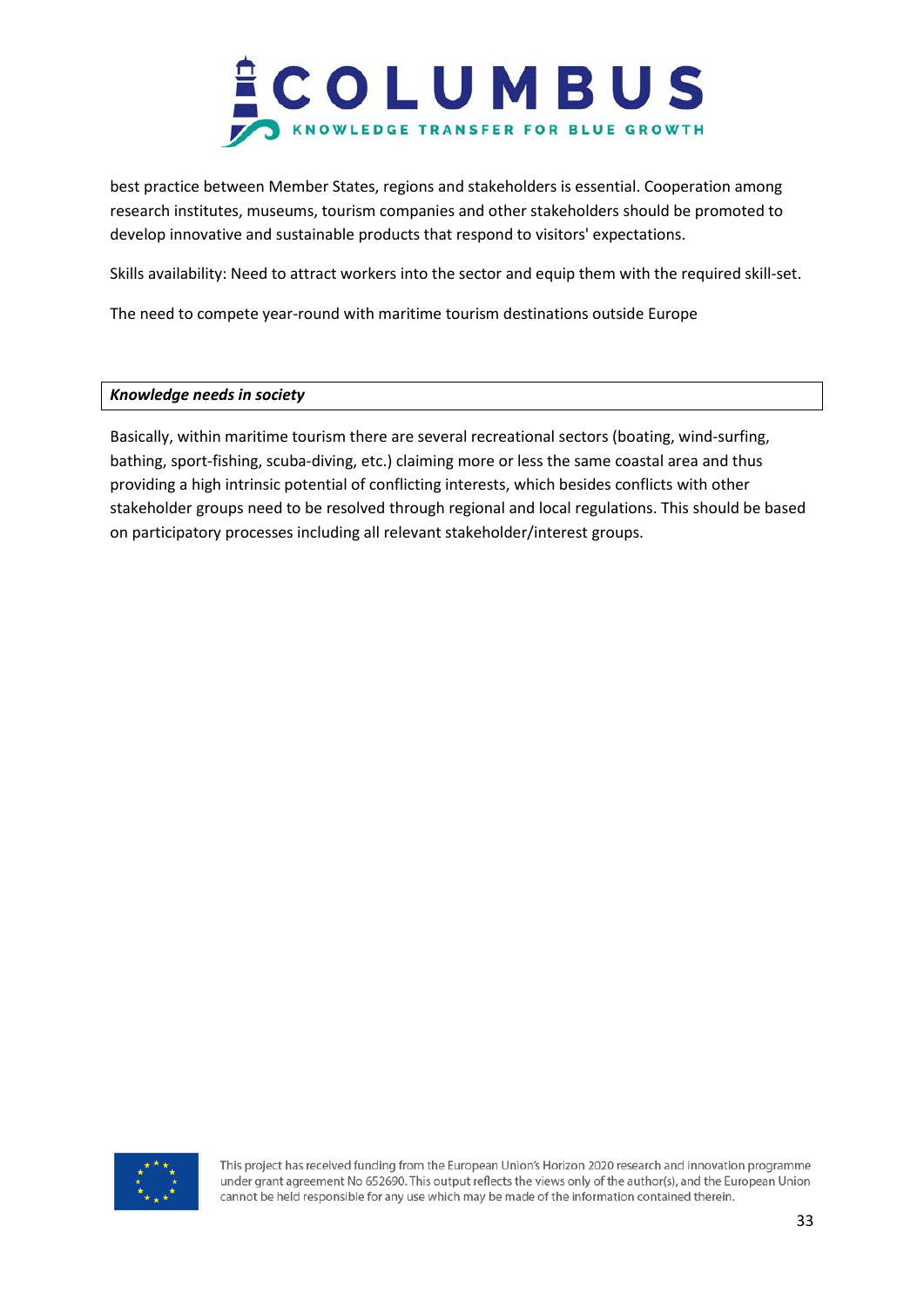best practice between Member States, regions and stakeholders is essential. Cooperation among research institutes, museums, tourism companies and other stakeholders should be promoted to develop innovative and sustainable products that respond to visitors' expectations.

Skills availability: Need to attract workers into the sector and equip them with the required skill-set.

The need to compete year-round with maritime tourism destinations outside Europe

| ***Knowledge needs in society*** |
|---|

Basically, within maritime tourism there are several recreational sectors (boating, wind-surfing, bathing, sport-fishing, scuba-diving, etc.) claiming more or less the same coastal area and thus providing a high intrinsic potential of conflicting interests, which besides conflicts with other stakeholder groups need to be resolved through regional and local regulations. This should be based on participatory processes including all relevant stakeholder/interest groups.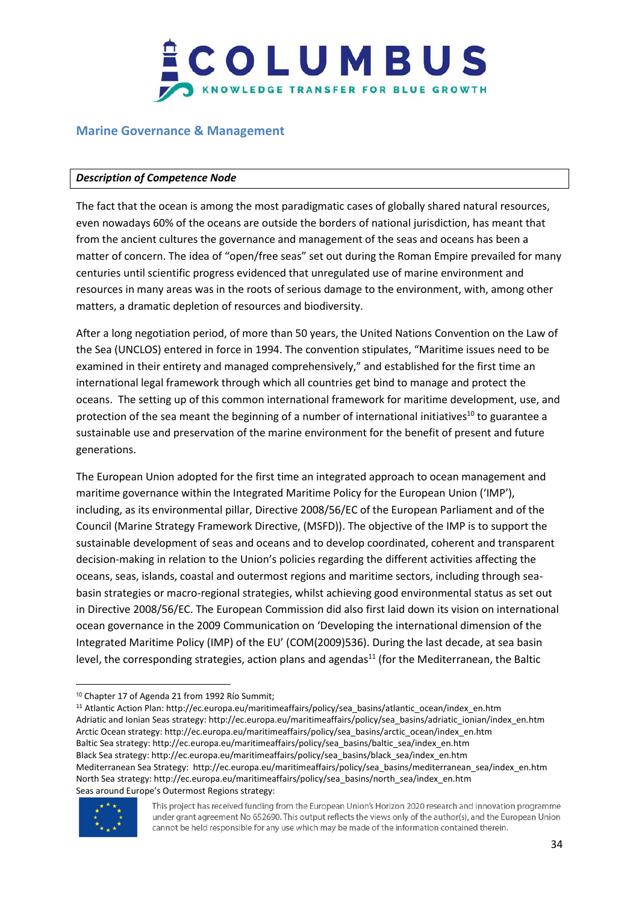## Marine Governance & Management

***Description of Competence Node***

The fact that the ocean is among the most paradigmatic cases of globally shared natural resources, even nowadays 60% of the oceans are outside the borders of national jurisdiction, has meant that from the ancient cultures the governance and management of the seas and oceans has been a matter of concern. The idea of "open/free seas" set out during the Roman Empire prevailed for many centuries until scientific progress evidenced that unregulated use of marine environment and resources in many areas was in the roots of serious damage to the environment, with, among other matters, a dramatic depletion of resources and biodiversity.

After a long negotiation period, of more than 50 years, the United Nations Convention on the Law of the Sea (UNCLOS) entered in force in 1994. The convention stipulates, "Maritime issues need to be examined in their entirety and managed comprehensively," and established for the first time an international legal framework through which all countries get bind to manage and protect the oceans. The setting up of this common international framework for maritime development, use, and protection of the sea meant the beginning of a number of international initiatives[10] to guarantee a sustainable use and preservation of the marine environment for the benefit of present and future generations.

The European Union adopted for the first time an integrated approach to ocean management and maritime governance within the Integrated Maritime Policy for the European Union ('IMP'), including, as its environmental pillar, Directive 2008/56/EC of the European Parliament and of the Council (Marine Strategy Framework Directive, (MSFD)). The objective of the IMP is to support the sustainable development of seas and oceans and to develop coordinated, coherent and transparent decision-making in relation to the Union's policies regarding the different activities affecting the oceans, seas, islands, coastal and outermost regions and maritime sectors, including through sea-basin strategies or macro-regional strategies, whilst achieving good environmental status as set out in Directive 2008/56/EC. The European Commission did also first laid down its vision on international ocean governance in the 2009 Communication on 'Developing the international dimension of the Integrated Maritime Policy (IMP) of the EU' (COM(2009)536). During the last decade, at sea basin level, the corresponding strategies, action plans and agendas[11] (for the Mediterranean, the Baltic

---

[10] Chapter 17 of Agenda 21 from 1992 Río Summit;

[11] Atlantic Action Plan: http://ec.europa.eu/maritimeaffairs/policy/sea_basins/atlantic_ocean/index_en.htm
Adriatic and Ionian Seas strategy: http://ec.europa.eu/maritimeaffairs/policy/sea_basins/adriatic_ionian/index_en.htm
Arctic Ocean strategy: http://ec.europa.eu/maritimeaffairs/policy/sea_basins/arctic_ocean/index_en.htm
Baltic Sea strategy: http://ec.europa.eu/maritimeaffairs/policy/sea_basins/baltic_sea/index_en.htm
Black Sea strategy: http://ec.europa.eu/maritimeaffairs/policy/sea_basins/black_sea/index_en.htm
Mediterranean Sea Strategy: http://ec.europa.eu/maritimeaffairs/policy/sea_basins/mediterranean_sea/index_en.htm
North Sea strategy: http://ec.europa.eu/maritimeaffairs/policy/sea_basins/north_sea/index_en.htm
Seas around Europe's Outermost Regions strategy:

This project has received funding from the European Union's Horizon 2020 research and innovation programme under grant agreement No 652690. This output reflects the views only of the author(s), and the European Union cannot be held responsible for any use which may be made of the information contained therein.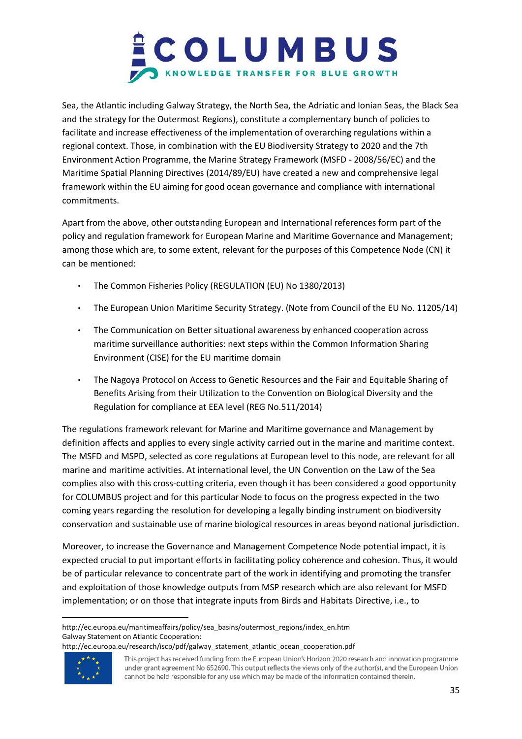Sea, the Atlantic including Galway Strategy, the North Sea, the Adriatic and Ionian Seas, the Black Sea and the strategy for the Outermost Regions), constitute a complementary bunch of policies to facilitate and increase effectiveness of the implementation of overarching regulations within a regional context. Those, in combination with the EU Biodiversity Strategy to 2020 and the 7th Environment Action Programme, the Marine Strategy Framework (MSFD - 2008/56/EC) and the Maritime Spatial Planning Directives (2014/89/EU) have created a new and comprehensive legal framework within the EU aiming for good ocean governance and compliance with international commitments.

Apart from the above, other outstanding European and International references form part of the policy and regulation framework for European Marine and Maritime Governance and Management; among those which are, to some extent, relevant for the purposes of this Competence Node (CN) it can be mentioned:

- The Common Fisheries Policy (REGULATION (EU) No 1380/2013)
- The European Union Maritime Security Strategy. (Note from Council of the EU No. 11205/14)
- The Communication on Better situational awareness by enhanced cooperation across maritime surveillance authorities: next steps within the Common Information Sharing Environment (CISE) for the EU maritime domain
- The Nagoya Protocol on Access to Genetic Resources and the Fair and Equitable Sharing of Benefits Arising from their Utilization to the Convention on Biological Diversity and the Regulation for compliance at EEA level (REG No.511/2014)

The regulations framework relevant for Marine and Maritime governance and Management by definition affects and applies to every single activity carried out in the marine and maritime context. The MSFD and MSPD, selected as core regulations at European level to this node, are relevant for all marine and maritime activities. At international level, the UN Convention on the Law of the Sea complies also with this cross-cutting criteria, even though it has been considered a good opportunity for COLUMBUS project and for this particular Node to focus on the progress expected in the two coming years regarding the resolution for developing a legally binding instrument on biodiversity conservation and sustainable use of marine biological resources in areas beyond national jurisdiction.

Moreover, to increase the Governance and Management Competence Node potential impact, it is expected crucial to put important efforts in facilitating policy coherence and cohesion. Thus, it would be of particular relevance to concentrate part of the work in identifying and promoting the transfer and exploitation of those knowledge outputs from MSP research which are also relevant for MSFD implementation; or on those that integrate inputs from Birds and Habitats Directive, i.e., to

---

http://ec.europa.eu/maritimeaffairs/policy/sea_basins/outermost_regions/index_en.htm
Galway Statement on Atlantic Cooperation:
http://ec.europa.eu/research/iscp/pdf/galway_statement_atlantic_ocean_cooperation.pdf

This project has received funding from the European Union's Horizon 2020 research and innovation programme under grant agreement No 652690. This output reflects the views only of the author(s), and the European Union cannot be held responsible for any use which may be made of the information contained therein.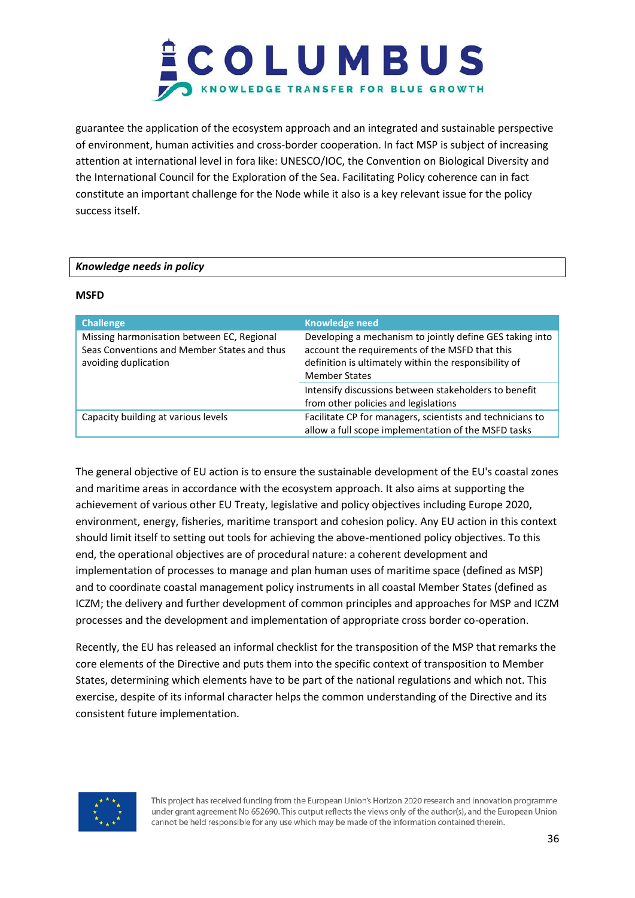guarantee the application of the ecosystem approach and an integrated and sustainable perspective of environment, human activities and cross-border cooperation. In fact MSP is subject of increasing attention at international level in fora like: UNESCO/IOC, the Convention on Biological Diversity and the International Council for the Exploration of the Sea. Facilitating Policy coherence can in fact constitute an important challenge for the Node while it also is a key relevant issue for the policy success itself.

***Knowledge needs in policy***

**MSFD**

| Challenge | Knowledge need |
|---|---|
| Missing harmonisation between EC, Regional Seas Conventions and Member States and thus avoiding duplication | Developing a mechanism to jointly define GES taking into account the requirements of the MSFD that this definition is ultimately within the responsibility of Member States |
| | Intensify discussions between stakeholders to benefit from other policies and legislations |
| Capacity building at various levels | Facilitate CP for managers, scientists and technicians to allow a full scope implementation of the MSFD tasks |

The general objective of EU action is to ensure the sustainable development of the EU's coastal zones and maritime areas in accordance with the ecosystem approach. It also aims at supporting the achievement of various other EU Treaty, legislative and policy objectives including Europe 2020, environment, energy, fisheries, maritime transport and cohesion policy. Any EU action in this context should limit itself to setting out tools for achieving the above-mentioned policy objectives. To this end, the operational objectives are of procedural nature: a coherent development and implementation of processes to manage and plan human uses of maritime space (defined as MSP) and to coordinate coastal management policy instruments in all coastal Member States (defined as ICZM; the delivery and further development of common principles and approaches for MSP and ICZM processes and the development and implementation of appropriate cross border co-operation.

Recently, the EU has released an informal checklist for the transposition of the MSP that remarks the core elements of the Directive and puts them into the specific context of transposition to Member States, determining which elements have to be part of the national regulations and which not. This exercise, despite of its informal character helps the common understanding of the Directive and its consistent future implementation.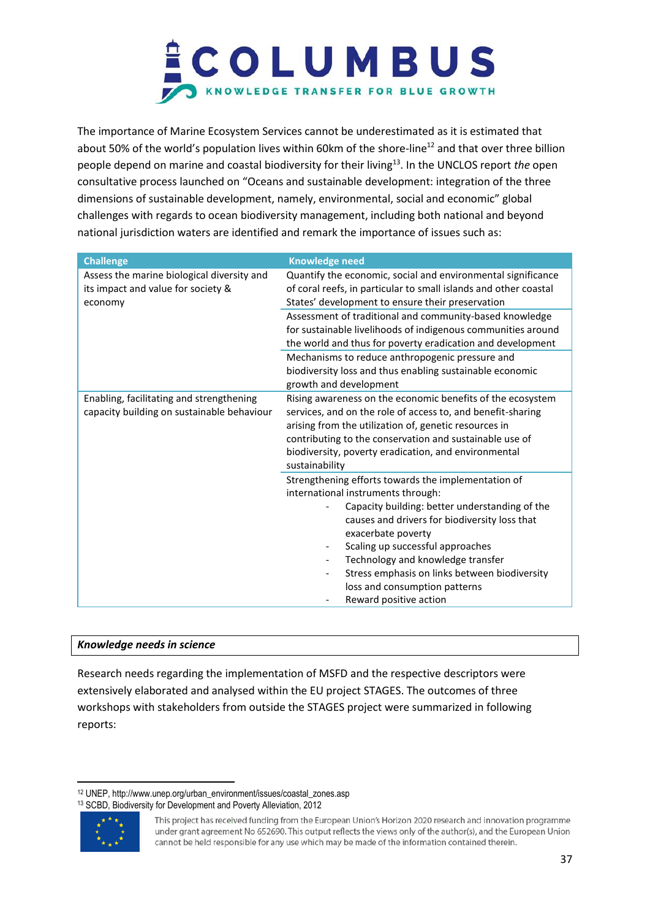The importance of Marine Ecosystem Services cannot be underestimated as it is estimated that about 50% of the world's population lives within 60km of the shore-line[12] and that over three billion people depend on marine and coastal biodiversity for their living[13]. In the UNCLOS report *the* open consultative process launched on "Oceans and sustainable development: integration of the three dimensions of sustainable development, namely, environmental, social and economic" global challenges with regards to ocean biodiversity management, including both national and beyond national jurisdiction waters are identified and remark the importance of issues such as:

| Challenge | Knowledge need |
|---|---|
| Assess the marine biological diversity and its impact and value for society & economy | Quantify the economic, social and environmental significance of coral reefs, in particular to small islands and other coastal States' development to ensure their preservation |
| | Assessment of traditional and community-based knowledge for sustainable livelihoods of indigenous communities around the world and thus for poverty eradication and development |
| | Mechanisms to reduce anthropogenic pressure and biodiversity loss and thus enabling sustainable economic growth and development |
| Enabling, facilitating and strengthening capacity building on sustainable behaviour | Rising awareness on the economic benefits of the ecosystem services, and on the role of access to, and benefit-sharing arising from the utilization of, genetic resources in contributing to the conservation and sustainable use of biodiversity, poverty eradication, and environmental sustainability |
| | Strengthening efforts towards the implementation of international instruments through:<br>- Capacity building: better understanding of the causes and drivers for biodiversity loss that exacerbate poverty<br>- Scaling up successful approaches<br>- Technology and knowledge transfer<br>- Stress emphasis on links between biodiversity loss and consumption patterns<br>- Reward positive action |

***Knowledge needs in science***

Research needs regarding the implementation of MSFD and the respective descriptors were extensively elaborated and analysed within the EU project STAGES. The outcomes of three workshops with stakeholders from outside the STAGES project were summarized in following reports:

---

[12] UNEP, http://www.unep.org/urban_environment/issues/coastal_zones.asp

[13] SCBD, Biodiversity for Development and Poverty Alleviation, 2012

This project has received funding from the European Union's Horizon 2020 research and innovation programme under grant agreement No 652690. This output reflects the views only of the author(s), and the European Union cannot be held responsible for any use which may be made of the information contained therein.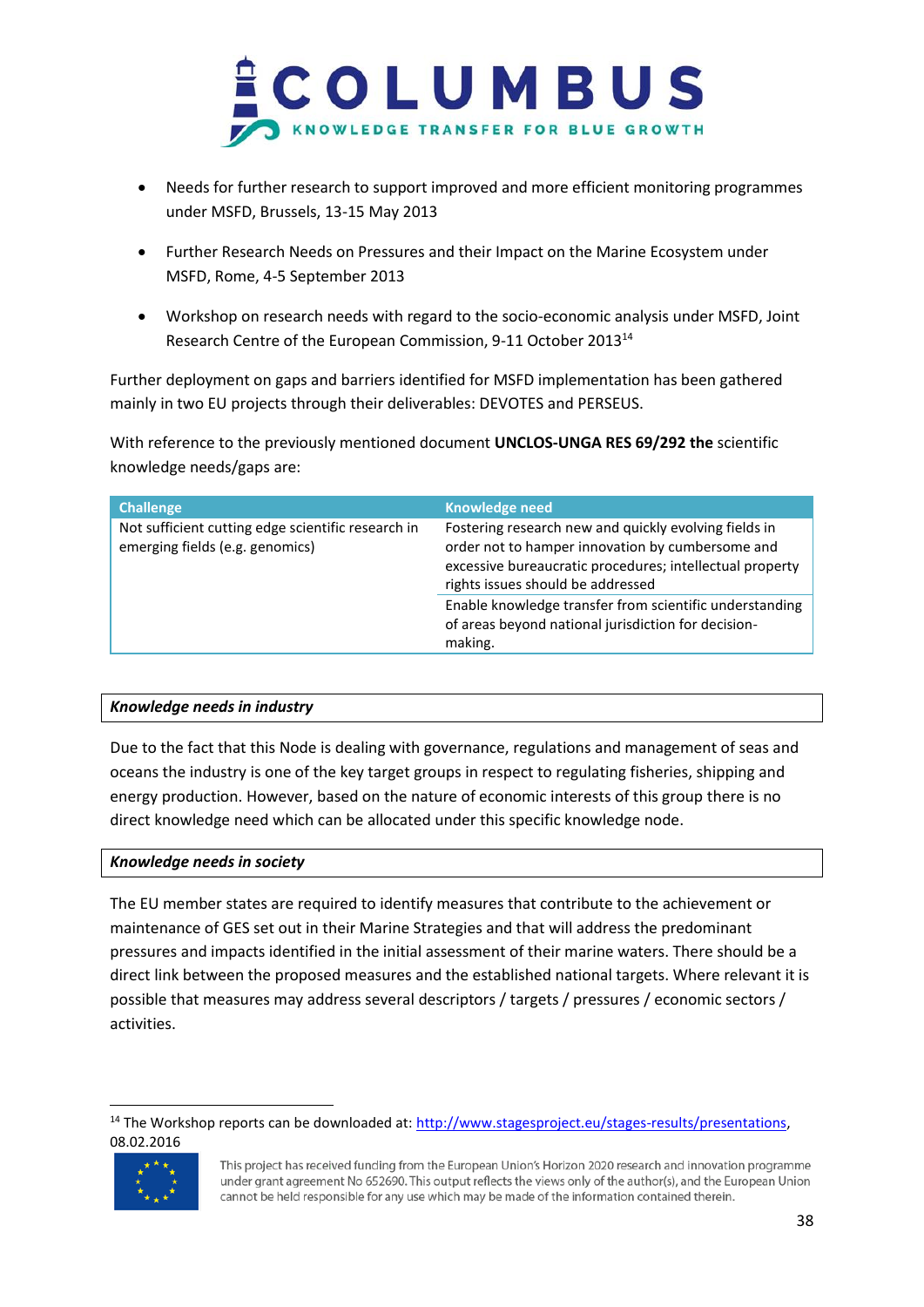- Needs for further research to support improved and more efficient monitoring programmes under MSFD, Brussels, 13-15 May 2013
- Further Research Needs on Pressures and their Impact on the Marine Ecosystem under MSFD, Rome, 4-5 September 2013
- Workshop on research needs with regard to the socio-economic analysis under MSFD, Joint Research Centre of the European Commission, 9-11 October 2013[14]

Further deployment on gaps and barriers identified for MSFD implementation has been gathered mainly in two EU projects through their deliverables: DEVOTES and PERSEUS.

With reference to the previously mentioned document **UNCLOS-UNGA RES 69/292 the** scientific knowledge needs/gaps are:

| Challenge | Knowledge need |
|---|---|
| Not sufficient cutting edge scientific research in emerging fields (e.g. genomics) | Fostering research new and quickly evolving fields in order not to hamper innovation by cumbersome and excessive bureaucratic procedures; intellectual property rights issues should be addressed |
| | Enable knowledge transfer from scientific understanding of areas beyond national jurisdiction for decision-making. |

***Knowledge needs in industry***

Due to the fact that this Node is dealing with governance, regulations and management of seas and oceans the industry is one of the key target groups in respect to regulating fisheries, shipping and energy production. However, based on the nature of economic interests of this group there is no direct knowledge need which can be allocated under this specific knowledge node.

***Knowledge needs in society***

The EU member states are required to identify measures that contribute to the achievement or maintenance of GES set out in their Marine Strategies and that will address the predominant pressures and impacts identified in the initial assessment of their marine waters. There should be a direct link between the proposed measures and the established national targets. Where relevant it is possible that measures may address several descriptors / targets / pressures / economic sectors / activities.

[14] The Workshop reports can be downloaded at: http://www.stagesproject.eu/stages-results/presentations, 08.02.2016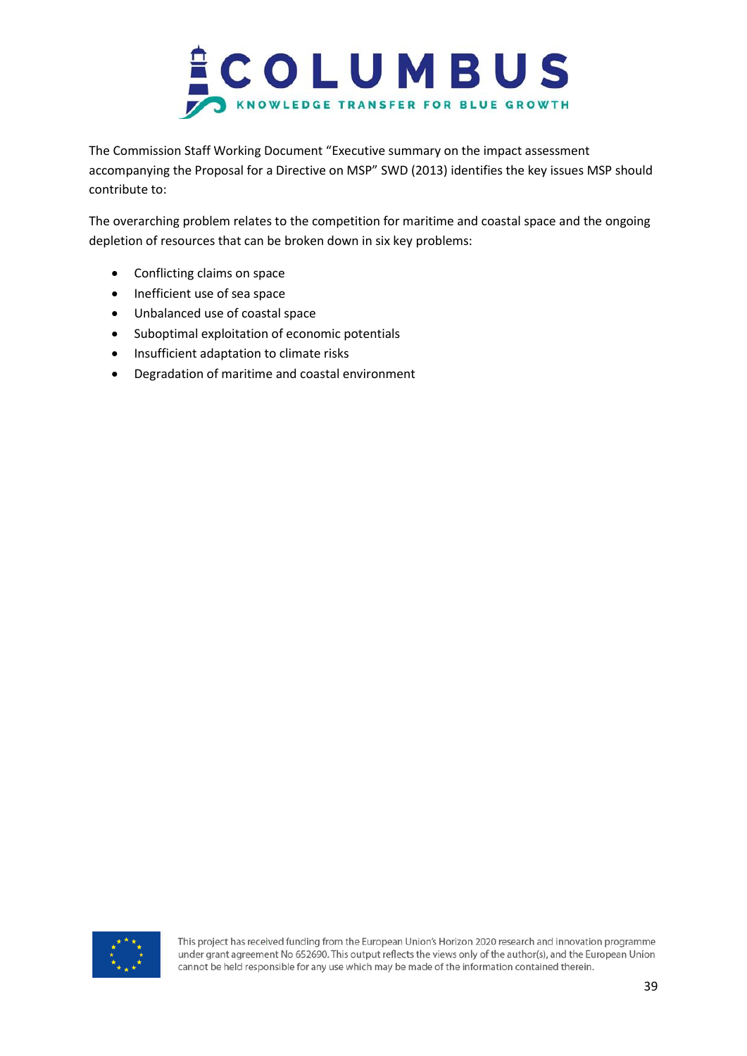The Commission Staff Working Document "Executive summary on the impact assessment accompanying the Proposal for a Directive on MSP" SWD (2013) identifies the key issues MSP should contribute to:

The overarching problem relates to the competition for maritime and coastal space and the ongoing depletion of resources that can be broken down in six key problems:

- Conflicting claims on space
- Inefficient use of sea space
- Unbalanced use of coastal space
- Suboptimal exploitation of economic potentials
- Insufficient adaptation to climate risks
- Degradation of maritime and coastal environment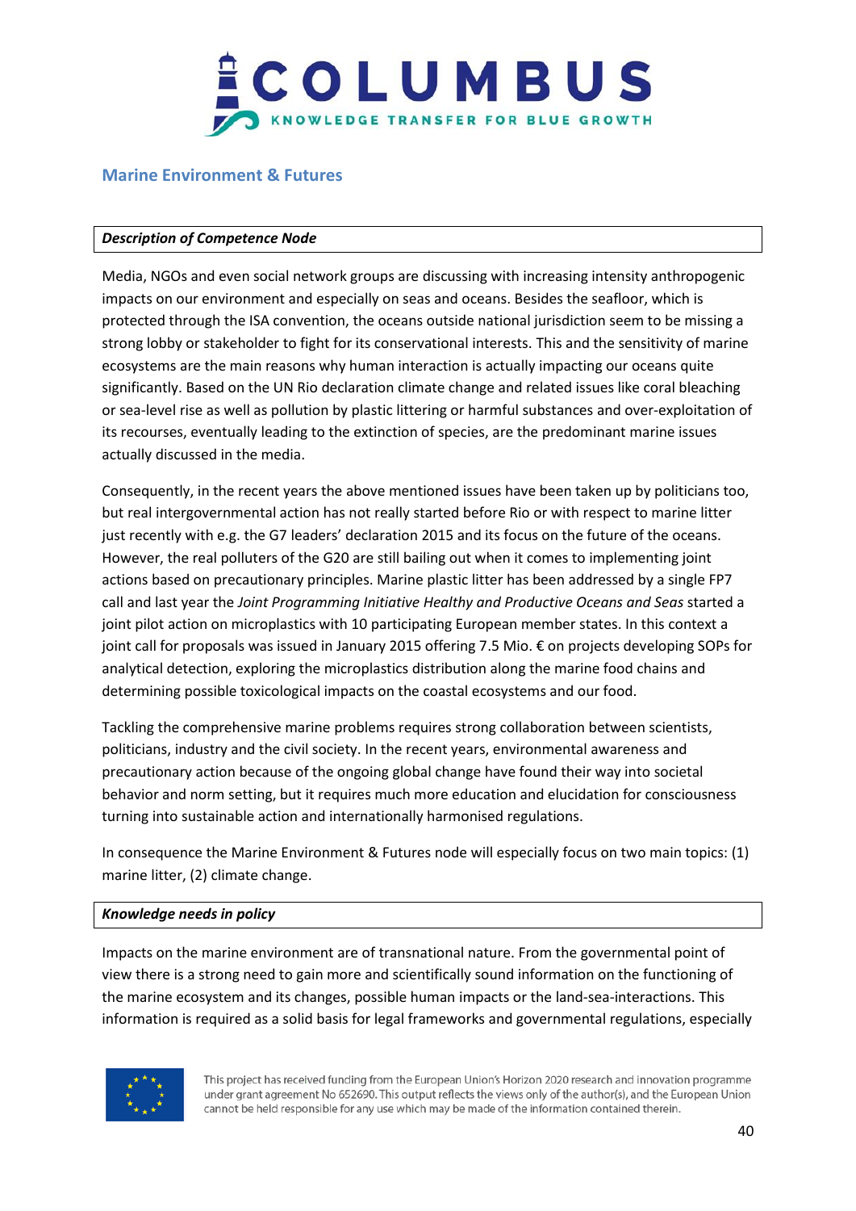## Marine Environment & Futures

**_Description of Competence Node_**

Media, NGOs and even social network groups are discussing with increasing intensity anthropogenic impacts on our environment and especially on seas and oceans. Besides the seafloor, which is protected through the ISA convention, the oceans outside national jurisdiction seem to be missing a strong lobby or stakeholder to fight for its conservational interests. This and the sensitivity of marine ecosystems are the main reasons why human interaction is actually impacting our oceans quite significantly. Based on the UN Rio declaration climate change and related issues like coral bleaching or sea-level rise as well as pollution by plastic littering or harmful substances and over-exploitation of its recourses, eventually leading to the extinction of species, are the predominant marine issues actually discussed in the media.

Consequently, in the recent years the above mentioned issues have been taken up by politicians too, but real intergovernmental action has not really started before Rio or with respect to marine litter just recently with e.g. the G7 leaders' declaration 2015 and its focus on the future of the oceans. However, the real polluters of the G20 are still bailing out when it comes to implementing joint actions based on precautionary principles. Marine plastic litter has been addressed by a single FP7 call and last year the *Joint Programming Initiative Healthy and Productive Oceans and Seas* started a joint pilot action on microplastics with 10 participating European member states. In this context a joint call for proposals was issued in January 2015 offering 7.5 Mio. € on projects developing SOPs for analytical detection, exploring the microplastics distribution along the marine food chains and determining possible toxicological impacts on the coastal ecosystems and our food.

Tackling the comprehensive marine problems requires strong collaboration between scientists, politicians, industry and the civil society. In the recent years, environmental awareness and precautionary action because of the ongoing global change have found their way into societal behavior and norm setting, but it requires much more education and elucidation for consciousness turning into sustainable action and internationally harmonised regulations.

In consequence the Marine Environment & Futures node will especially focus on two main topics: (1) marine litter, (2) climate change.

**_Knowledge needs in policy_**

Impacts on the marine environment are of transnational nature. From the governmental point of view there is a strong need to gain more and scientifically sound information on the functioning of the marine ecosystem and its changes, possible human impacts or the land-sea-interactions. This information is required as a solid basis for legal frameworks and governmental regulations, especially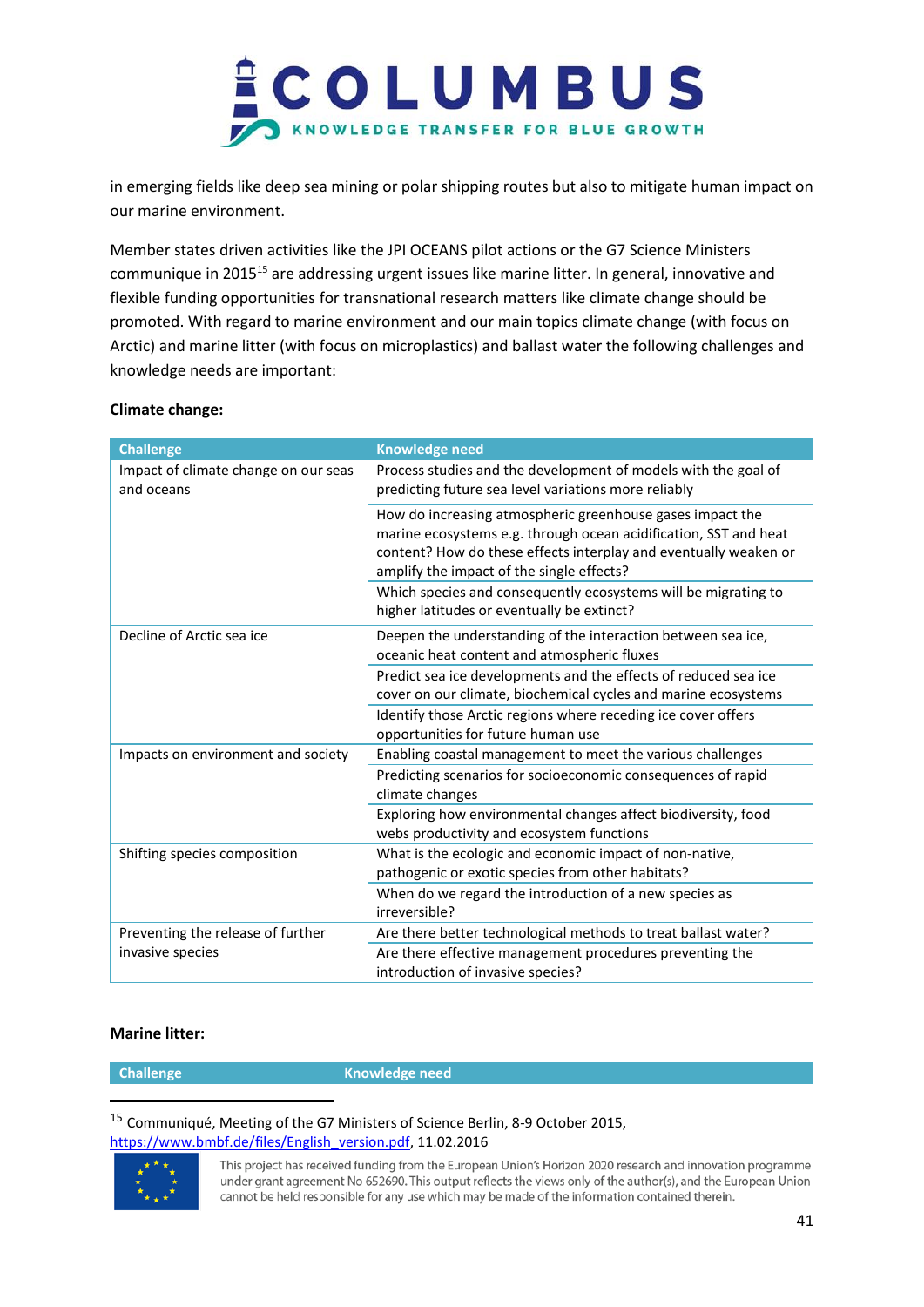in emerging fields like deep sea mining or polar shipping routes but also to mitigate human impact on our marine environment.

Member states driven activities like the JPI OCEANS pilot actions or the G7 Science Ministers communique in 2015[15] are addressing urgent issues like marine litter. In general, innovative and flexible funding opportunities for transnational research matters like climate change should be promoted. With regard to marine environment and our main topics climate change (with focus on Arctic) and marine litter (with focus on microplastics) and ballast water the following challenges and knowledge needs are important:

**Climate change:**

| Challenge | Knowledge need |
|---|---|
| Impact of climate change on our seas and oceans | Process studies and the development of models with the goal of predicting future sea level variations more reliably |
| | How do increasing atmospheric greenhouse gases impact the marine ecosystems e.g. through ocean acidification, SST and heat content? How do these effects interplay and eventually weaken or amplify the impact of the single effects? |
| | Which species and consequently ecosystems will be migrating to higher latitudes or eventually be extinct? |
| Decline of Arctic sea ice | Deepen the understanding of the interaction between sea ice, oceanic heat content and atmospheric fluxes |
| | Predict sea ice developments and the effects of reduced sea ice cover on our climate, biochemical cycles and marine ecosystems |
| | Identify those Arctic regions where receding ice cover offers opportunities for future human use |
| Impacts on environment and society | Enabling coastal management to meet the various challenges |
| | Predicting scenarios for socioeconomic consequences of rapid climate changes |
| | Exploring how environmental changes affect biodiversity, food webs productivity and ecosystem functions |
| Shifting species composition | What is the ecologic and economic impact of non-native, pathogenic or exotic species from other habitats? |
| | When do we regard the introduction of a new species as irreversible? |
| Preventing the release of further invasive species | Are there better technological methods to treat ballast water? |
| | Are there effective management procedures preventing the introduction of invasive species? |

**Marine litter:**

| Challenge | Knowledge need |
|---|---|

[15] Communiqué, Meeting of the G7 Ministers of Science Berlin, 8-9 October 2015, https://www.bmbf.de/files/English_version.pdf, 11.02.2016

This project has received funding from the European Union's Horizon 2020 research and innovation programme under grant agreement No 652690. This output reflects the views only of the author(s), and the European Union cannot be held responsible for any use which may be made of the information contained therein.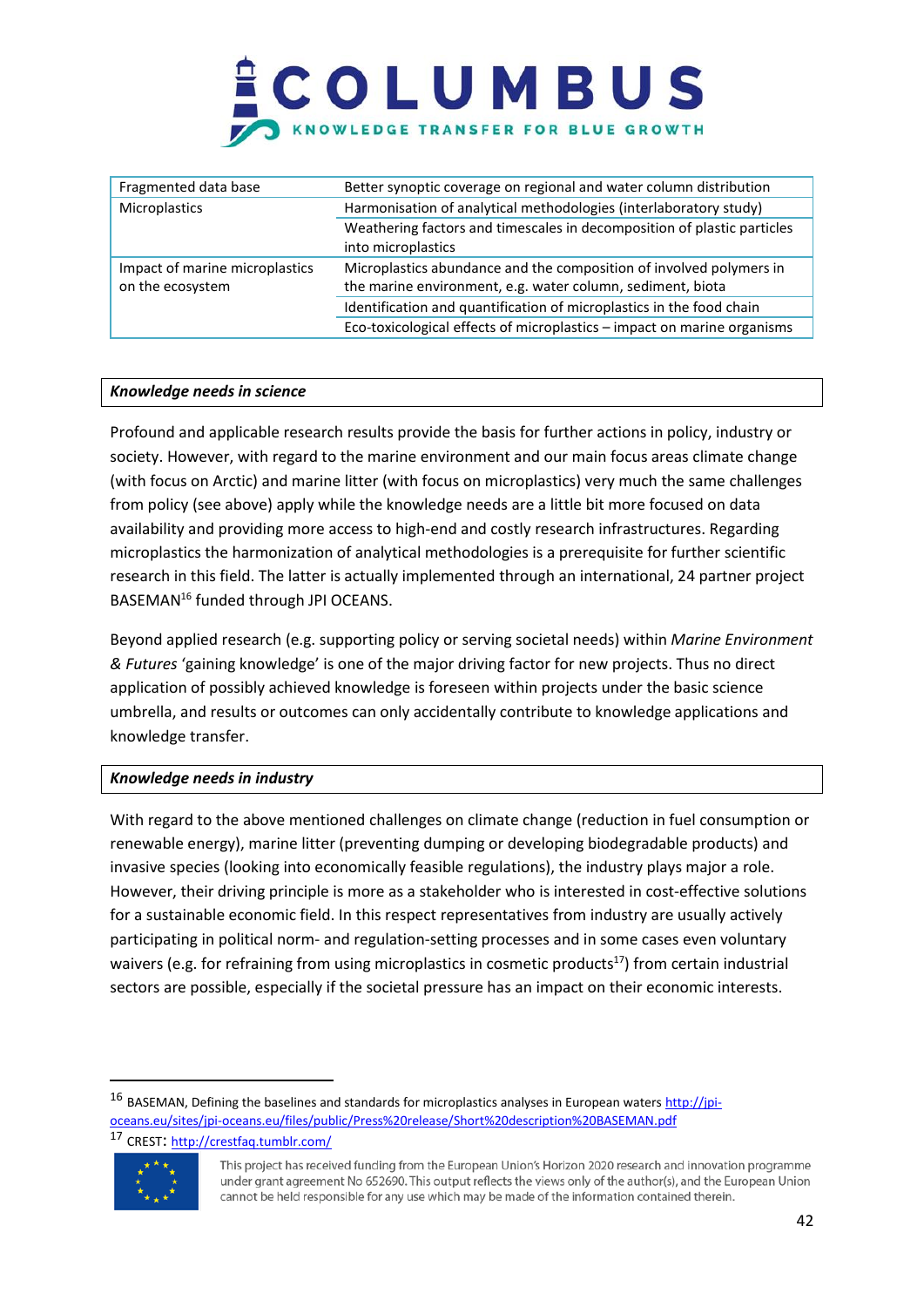| | |
|---|---|
| Fragmented data base | Better synoptic coverage on regional and water column distribution |
| Microplastics | Harmonisation of analytical methodologies (interlaboratory study) |
| | Weathering factors and timescales in decomposition of plastic particles into microplastics |
| Impact of marine microplastics on the ecosystem | Microplastics abundance and the composition of involved polymers in the marine environment, e.g. water column, sediment, biota |
| | Identification and quantification of microplastics in the food chain |
| | Eco-toxicological effects of microplastics – impact on marine organisms |

### *Knowledge needs in science*

Profound and applicable research results provide the basis for further actions in policy, industry or society. However, with regard to the marine environment and our main focus areas climate change (with focus on Arctic) and marine litter (with focus on microplastics) very much the same challenges from policy (see above) apply while the knowledge needs are a little bit more focused on data availability and providing more access to high-end and costly research infrastructures. Regarding microplastics the harmonization of analytical methodologies is a prerequisite for further scientific research in this field. The latter is actually implemented through an international, 24 partner project BASEMAN[16] funded through JPI OCEANS.

Beyond applied research (e.g. supporting policy or serving societal needs) within *Marine Environment & Futures* 'gaining knowledge' is one of the major driving factor for new projects. Thus no direct application of possibly achieved knowledge is foreseen within projects under the basic science umbrella, and results or outcomes can only accidentally contribute to knowledge applications and knowledge transfer.

### *Knowledge needs in industry*

With regard to the above mentioned challenges on climate change (reduction in fuel consumption or renewable energy), marine litter (preventing dumping or developing biodegradable products) and invasive species (looking into economically feasible regulations), the industry plays major a role. However, their driving principle is more as a stakeholder who is interested in cost-effective solutions for a sustainable economic field. In this respect representatives from industry are usually actively participating in political norm- and regulation-setting processes and in some cases even voluntary waivers (e.g. for refraining from using microplastics in cosmetic products[17]) from certain industrial sectors are possible, especially if the societal pressure has an impact on their economic interests.

---

[16] BASEMAN, Defining the baselines and standards for microplastics analyses in European waters http://jpi-oceans.eu/sites/jpi-oceans.eu/files/public/Press%20release/Short%20description%20BASEMAN.pdf

[17] CREST: http://crestfaq.tumblr.com/

This project has received funding from the European Union's Horizon 2020 research and innovation programme under grant agreement No 652690. This output reflects the views only of the author(s), and the European Union cannot be held responsible for any use which may be made of the information contained therein.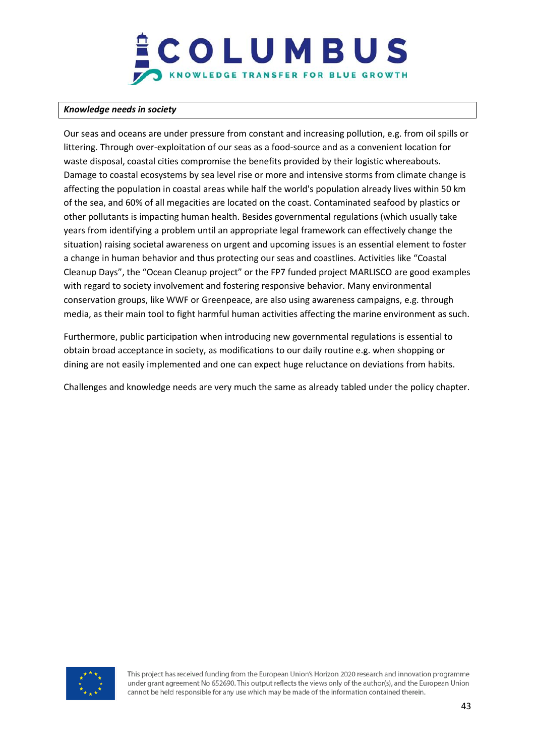***Knowledge needs in society***

Our seas and oceans are under pressure from constant and increasing pollution, e.g. from oil spills or littering. Through over-exploitation of our seas as a food-source and as a convenient location for waste disposal, coastal cities compromise the benefits provided by their logistic whereabouts. Damage to coastal ecosystems by sea level rise or more and intensive storms from climate change is affecting the population in coastal areas while half the world's population already lives within 50 km of the sea, and 60% of all megacities are located on the coast. Contaminated seafood by plastics or other pollutants is impacting human health. Besides governmental regulations (which usually take years from identifying a problem until an appropriate legal framework can effectively change the situation) raising societal awareness on urgent and upcoming issues is an essential element to foster a change in human behavior and thus protecting our seas and coastlines. Activities like "Coastal Cleanup Days", the "Ocean Cleanup project" or the FP7 funded project MARLISCO are good examples with regard to society involvement and fostering responsive behavior. Many environmental conservation groups, like WWF or Greenpeace, are also using awareness campaigns, e.g. through media, as their main tool to fight harmful human activities affecting the marine environment as such.

Furthermore, public participation when introducing new governmental regulations is essential to obtain broad acceptance in society, as modifications to our daily routine e.g. when shopping or dining are not easily implemented and one can expect huge reluctance on deviations from habits.

Challenges and knowledge needs are very much the same as already tabled under the policy chapter.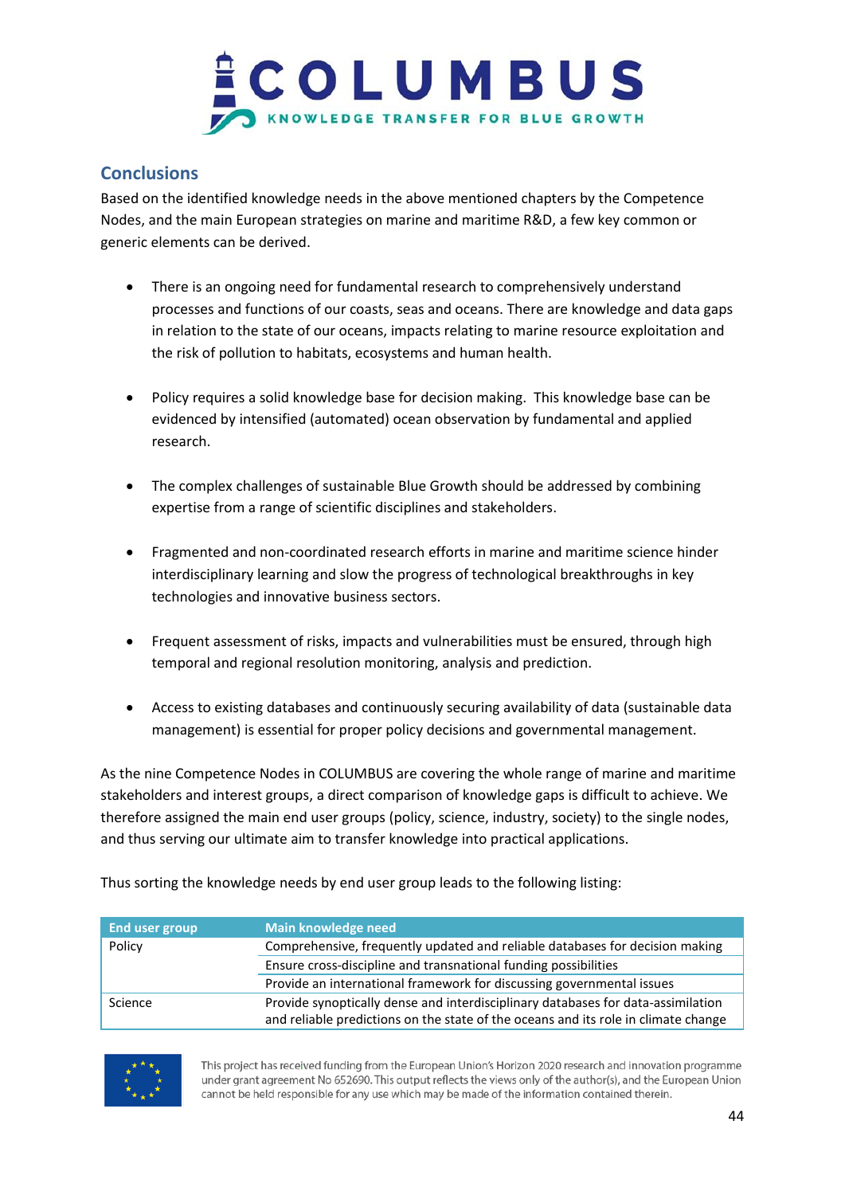## Conclusions

Based on the identified knowledge needs in the above mentioned chapters by the Competence Nodes, and the main European strategies on marine and maritime R&D, a few key common or generic elements can be derived.

- There is an ongoing need for fundamental research to comprehensively understand processes and functions of our coasts, seas and oceans. There are knowledge and data gaps in relation to the state of our oceans, impacts relating to marine resource exploitation and the risk of pollution to habitats, ecosystems and human health.

- Policy requires a solid knowledge base for decision making. This knowledge base can be evidenced by intensified (automated) ocean observation by fundamental and applied research.

- The complex challenges of sustainable Blue Growth should be addressed by combining expertise from a range of scientific disciplines and stakeholders.

- Fragmented and non-coordinated research efforts in marine and maritime science hinder interdisciplinary learning and slow the progress of technological breakthroughs in key technologies and innovative business sectors.

- Frequent assessment of risks, impacts and vulnerabilities must be ensured, through high temporal and regional resolution monitoring, analysis and prediction.

- Access to existing databases and continuously securing availability of data (sustainable data management) is essential for proper policy decisions and governmental management.

As the nine Competence Nodes in COLUMBUS are covering the whole range of marine and maritime stakeholders and interest groups, a direct comparison of knowledge gaps is difficult to achieve. We therefore assigned the main end user groups (policy, science, industry, society) to the single nodes, and thus serving our ultimate aim to transfer knowledge into practical applications.

Thus sorting the knowledge needs by end user group leads to the following listing:

| End user group | Main knowledge need |
|---|---|
| Policy | Comprehensive, frequently updated and reliable databases for decision making |
| | Ensure cross-discipline and transnational funding possibilities |
| | Provide an international framework for discussing governmental issues |
| Science | Provide synoptically dense and interdisciplinary databases for data-assimilation and reliable predictions on the state of the oceans and its role in climate change |

This project has received funding from the European Union's Horizon 2020 research and innovation programme under grant agreement No 652690. This output reflects the views only of the author(s), and the European Union cannot be held responsible for any use which may be made of the information contained therein.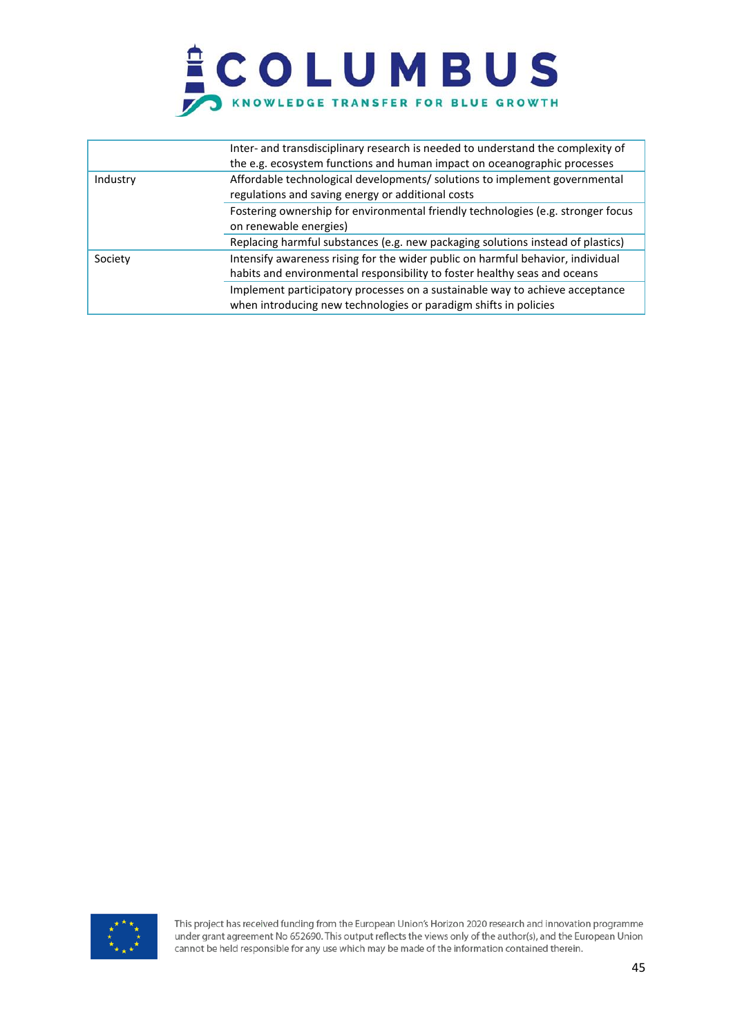| | |
|---|---|
| | Inter- and transdisciplinary research is needed to understand the complexity of the e.g. ecosystem functions and human impact on oceanographic processes |
| Industry | Affordable technological developments/ solutions to implement governmental regulations and saving energy or additional costs |
| | Fostering ownership for environmental friendly technologies (e.g. stronger focus on renewable energies) |
| | Replacing harmful substances (e.g. new packaging solutions instead of plastics) |
| Society | Intensify awareness rising for the wider public on harmful behavior, individual habits and environmental responsibility to foster healthy seas and oceans |
| | Implement participatory processes on a sustainable way to achieve acceptance when introducing new technologies or paradigm shifts in policies |